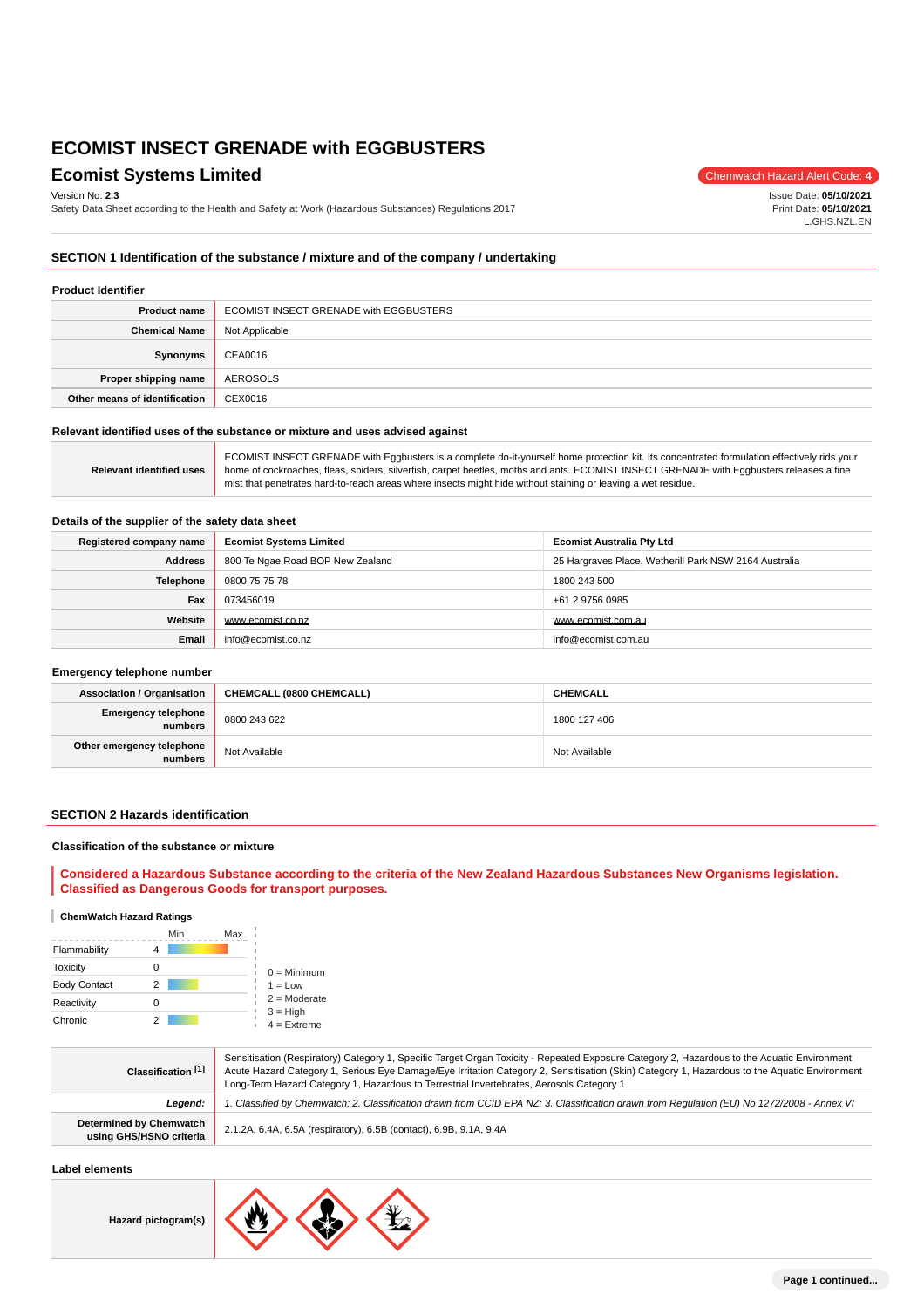# ECOMIST INSECT GRENADE with EGGBUSTERS

## Ecomist Systems Limited

Chemwatch Hazard Alert Code: **4**

Version No: **2.3**
Safety Data Sheet according to the Health and Safety at Work (Hazardous Substances) Regulations 2017

Issue Date: **05/10/2021**
Print Date: **05/10/2021**
L.GHS.NZL.EN

## SECTION 1 Identification of the substance / mixture and of the company / undertaking

### Product Identifier

| | |
|---|---|
| **Product name** | ECOMIST INSECT GRENADE with EGGBUSTERS |
| **Chemical Name** | Not Applicable |
| **Synonyms** | CEA0016 |
| **Proper shipping name** | AEROSOLS |
| **Other means of identification** | CEX0016 |

### Relevant identified uses of the substance or mixture and uses advised against

| | |
|---|---|
| **Relevant identified uses** | ECOMIST INSECT GRENADE with Eggbusters is a complete do-it-yourself home protection kit. Its concentrated formulation effectively rids your home of cockroaches, fleas, spiders, silverfish, carpet beetles, moths and ants. ECOMIST INSECT GRENADE with Eggbusters releases a fine mist that penetrates hard-to-reach areas where insects might hide without staining or leaving a wet residue. |

### Details of the supplier of the safety data sheet

| | | |
|---|---|---|
| **Registered company name** | **Ecomist Systems Limited** | **Ecomist Australia Pty Ltd** |
| **Address** | 800 Te Ngae Road BOP New Zealand | 25 Hargraves Place, Wetherill Park NSW 2164 Australia |
| **Telephone** | 0800 75 75 78 | 1800 243 500 |
| **Fax** | 073456019 | +61 2 9756 0985 |
| **Website** | www.ecomist.co.nz | www.ecomist.com.au |
| **Email** | info@ecomist.co.nz | info@ecomist.com.au |

### Emergency telephone number

| | | |
|---|---|---|
| **Association / Organisation** | **CHEMCALL (0800 CHEMCALL)** | **CHEMCALL** |
| **Emergency telephone numbers** | 0800 243 622 | 1800 127 406 |
| **Other emergency telephone numbers** | Not Available | Not Available |

## SECTION 2 Hazards identification

### Classification of the substance or mixture

**Considered a Hazardous Substance according to the criteria of the New Zealand Hazardous Substances New Organisms legislation. Classified as Dangerous Goods for transport purposes.**

**ChemWatch Hazard Ratings**

| | Rating |
|---|---|
| Flammability | 4 |
| Toxicity | 0 |
| Body Contact | 2 |
| Reactivity | 0 |
| Chronic | 2 |

0 = Minimum
1 = Low
2 = Moderate
3 = High
4 = Extreme

| | |
|---|---|
| **Classification [1]** | Sensitisation (Respiratory) Category 1, Specific Target Organ Toxicity - Repeated Exposure Category 2, Hazardous to the Aquatic Environment Acute Hazard Category 1, Serious Eye Damage/Eye Irritation Category 2, Sensitisation (Skin) Category 1, Hazardous to the Aquatic Environment Long-Term Hazard Category 1, Hazardous to Terrestrial Invertebrates, Aerosols Category 1 |
| ***Legend:*** | *1. Classified by Chemwatch; 2. Classification drawn from CCID EPA NZ; 3. Classification drawn from Regulation (EU) No 1272/2008 - Annex VI* |
| **Determined by Chemwatch using GHS/HSNO criteria** | 2.1.2A, 6.4A, 6.5A (respiratory), 6.5B (contact), 6.9B, 9.1A, 9.4A |

### Label elements

| | |
|---|---|
| **Hazard pictogram(s)** | |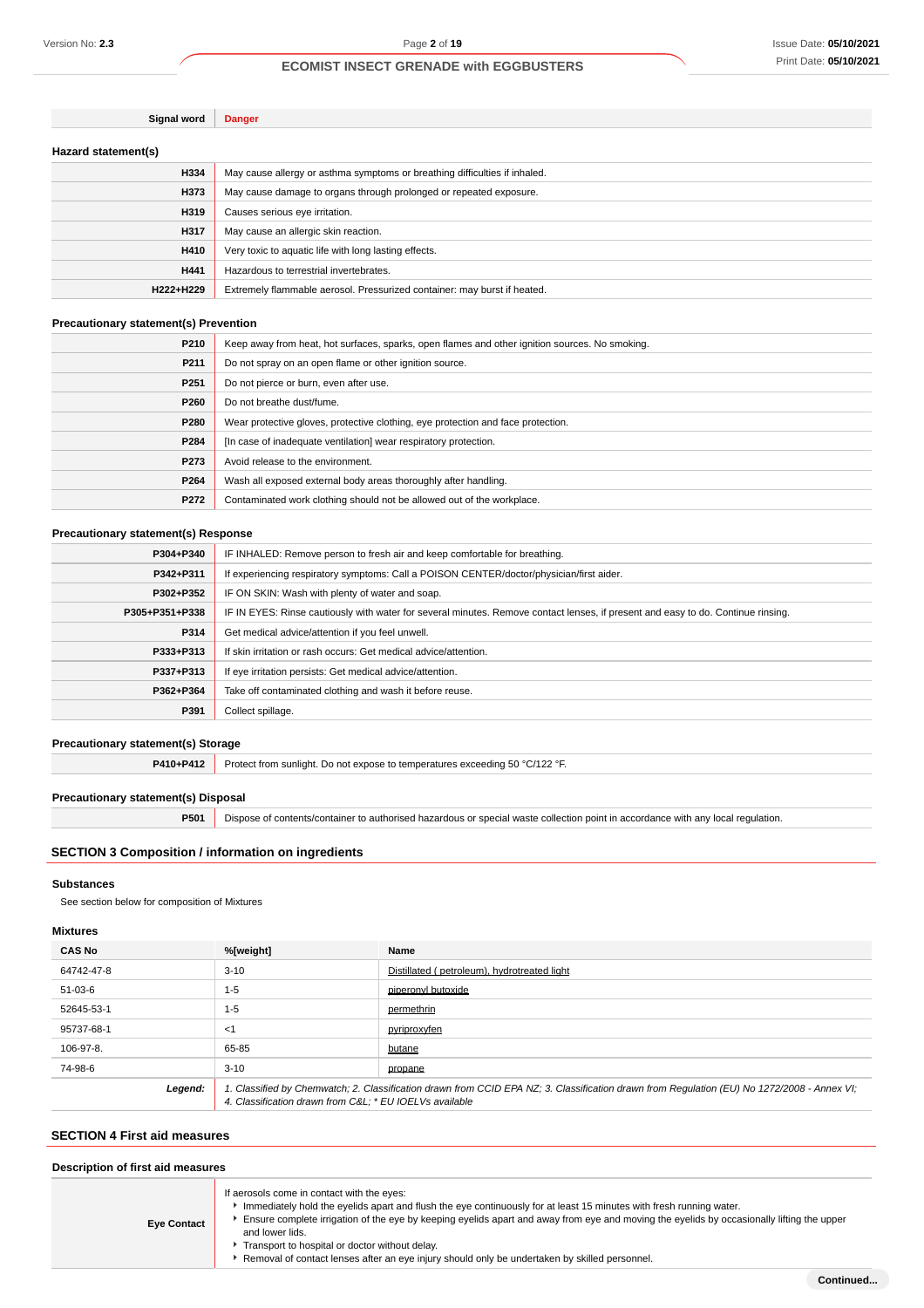| Signal word | Danger |
|---|---|

### Hazard statement(s)

| | |
|---|---|
| H334 | May cause allergy or asthma symptoms or breathing difficulties if inhaled. |
| H373 | May cause damage to organs through prolonged or repeated exposure. |
| H319 | Causes serious eye irritation. |
| H317 | May cause an allergic skin reaction. |
| H410 | Very toxic to aquatic life with long lasting effects. |
| H441 | Hazardous to terrestrial invertebrates. |
| H222+H229 | Extremely flammable aerosol. Pressurized container: may burst if heated. |

### Precautionary statement(s) Prevention

| | |
|---|---|
| P210 | Keep away from heat, hot surfaces, sparks, open flames and other ignition sources. No smoking. |
| P211 | Do not spray on an open flame or other ignition source. |
| P251 | Do not pierce or burn, even after use. |
| P260 | Do not breathe dust/fume. |
| P280 | Wear protective gloves, protective clothing, eye protection and face protection. |
| P284 | [In case of inadequate ventilation] wear respiratory protection. |
| P273 | Avoid release to the environment. |
| P264 | Wash all exposed external body areas thoroughly after handling. |
| P272 | Contaminated work clothing should not be allowed out of the workplace. |

### Precautionary statement(s) Response

| | |
|---|---|
| P304+P340 | IF INHALED: Remove person to fresh air and keep comfortable for breathing. |
| P342+P311 | If experiencing respiratory symptoms: Call a POISON CENTER/doctor/physician/first aider. |
| P302+P352 | IF ON SKIN: Wash with plenty of water and soap. |
| P305+P351+P338 | IF IN EYES: Rinse cautiously with water for several minutes. Remove contact lenses, if present and easy to do. Continue rinsing. |
| P314 | Get medical advice/attention if you feel unwell. |
| P333+P313 | If skin irritation or rash occurs: Get medical advice/attention. |
| P337+P313 | If eye irritation persists: Get medical advice/attention. |
| P362+P364 | Take off contaminated clothing and wash it before reuse. |
| P391 | Collect spillage. |

### Precautionary statement(s) Storage

| | |
|---|---|
| P410+P412 | Protect from sunlight. Do not expose to temperatures exceeding 50 °C/122 °F. |

### Precautionary statement(s) Disposal

| | |
|---|---|
| P501 | Dispose of contents/container to authorised hazardous or special waste collection point in accordance with any local regulation. |

## SECTION 3 Composition / information on ingredients

### Substances

See section below for composition of Mixtures

### Mixtures

| CAS No | %[weight] | Name |
|---|---|---|
| 64742-47-8 | 3-10 | Distillated ( petroleum), hydrotreated light |
| 51-03-6 | 1-5 | piperonyl butoxide |
| 52645-53-1 | 1-5 | permethrin |
| 95737-68-1 | <1 | pyriproxyfen |
| 106-97-8. | 65-85 | butane |
| 74-98-6 | 3-10 | propane |
| *Legend:* | *1. Classified by Chemwatch; 2. Classification drawn from CCID EPA NZ; 3. Classification drawn from Regulation (EU) No 1272/2008 - Annex VI; 4. Classification drawn from C&L; * EU IOELVs available* | |

## SECTION 4 First aid measures

### Description of first aid measures

| | |
|---|---|
| Eye Contact | If aerosols come in contact with the eyes:<br>▸ Immediately hold the eyelids apart and flush the eye continuously for at least 15 minutes with fresh running water.<br>▸ Ensure complete irrigation of the eye by keeping eyelids apart and away from eye and moving the eyelids by occasionally lifting the upper and lower lids.<br>▸ Transport to hospital or doctor without delay.<br>▸ Removal of contact lenses after an eye injury should only be undertaken by skilled personnel. |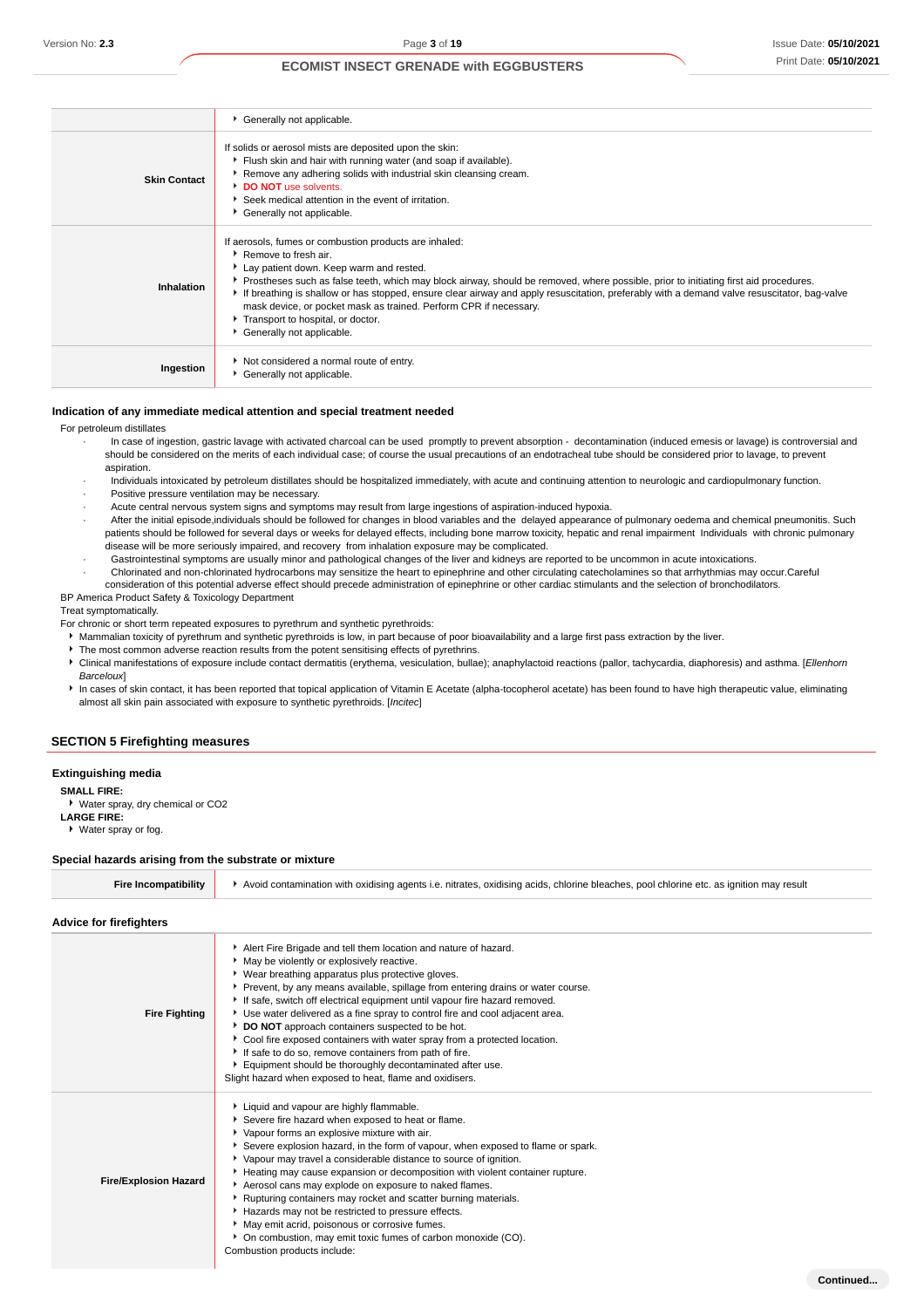|  |  |
|---|---|
|  | Generally not applicable. |
| **Skin Contact** | If solids or aerosol mists are deposited upon the skin:<br>- Flush skin and hair with running water (and soap if available).<br>- Remove any adhering solids with industrial skin cleansing cream.<br>- **DO NOT** use solvents.<br>- Seek medical attention in the event of irritation.<br>- Generally not applicable. |
| **Inhalation** | If aerosols, fumes or combustion products are inhaled:<br>- Remove to fresh air.<br>- Lay patient down. Keep warm and rested.<br>- Prostheses such as false teeth, which may block airway, should be removed, where possible, prior to initiating first aid procedures.<br>- If breathing is shallow or has stopped, ensure clear airway and apply resuscitation, preferably with a demand valve resuscitator, bag-valve mask device, or pocket mask as trained. Perform CPR if necessary.<br>- Transport to hospital, or doctor.<br>- Generally not applicable. |
| **Ingestion** | - Not considered a normal route of entry.<br>- Generally not applicable. |

### Indication of any immediate medical attention and special treatment needed

For petroleum distillates

- In case of ingestion, gastric lavage with activated charcoal can be used promptly to prevent absorption - decontamination (induced emesis or lavage) is controversial and should be considered on the merits of each individual case; of course the usual precautions of an endotracheal tube should be considered prior to lavage, to prevent aspiration.
- Individuals intoxicated by petroleum distillates should be hospitalized immediately, with acute and continuing attention to neurologic and cardiopulmonary function.
- Positive pressure ventilation may be necessary.
- Acute central nervous system signs and symptoms may result from large ingestions of aspiration-induced hypoxia.
- After the initial episode,individuals should be followed for changes in blood variables and the delayed appearance of pulmonary oedema and chemical pneumonitis. Such patients should be followed for several days or weeks for delayed effects, including bone marrow toxicity, hepatic and renal impairment Individuals with chronic pulmonary disease will be more seriously impaired, and recovery from inhalation exposure may be complicated.
- Gastrointestinal symptoms are usually minor and pathological changes of the liver and kidneys are reported to be uncommon in acute intoxications.
- Chlorinated and non-chlorinated hydrocarbons may sensitize the heart to epinephrine and other circulating catecholamines so that arrhythmias may occur.Careful consideration of this potential adverse effect should precede administration of epinephrine or other cardiac stimulants and the selection of bronchodilators.

BP America Product Safety & Toxicology Department

Treat symptomatically.

For chronic or short term repeated exposures to pyrethrum and synthetic pyrethroids:

- Mammalian toxicity of pyrethrum and synthetic pyrethroids is low, in part because of poor bioavailability and a large first pass extraction by the liver.
- The most common adverse reaction results from the potent sensitising effects of pyrethrins.
- Clinical manifestations of exposure include contact dermatitis (erythema, vesiculation, bullae); anaphylactoid reactions (pallor, tachycardia, diaphoresis) and asthma. [*Ellenhorn Barceloux*]
- In cases of skin contact, it has been reported that topical application of Vitamin E Acetate (alpha-tocopherol acetate) has been found to have high therapeutic value, eliminating almost all skin pain associated with exposure to synthetic pyrethroids. [*Incitec*]

## SECTION 5 Firefighting measures

### Extinguishing media

**SMALL FIRE:**

- Water spray, dry chemical or CO2

**LARGE FIRE:**

- Water spray or fog.

### Special hazards arising from the substrate or mixture

|  |  |
|---|---|
| **Fire Incompatibility** | - Avoid contamination with oxidising agents i.e. nitrates, oxidising acids, chlorine bleaches, pool chlorine etc. as ignition may result |

### Advice for firefighters

|  |  |
|---|---|
| **Fire Fighting** | - Alert Fire Brigade and tell them location and nature of hazard.<br>- May be violently or explosively reactive.<br>- Wear breathing apparatus plus protective gloves.<br>- Prevent, by any means available, spillage from entering drains or water course.<br>- If safe, switch off electrical equipment until vapour fire hazard removed.<br>- Use water delivered as a fine spray to control fire and cool adjacent area.<br>- **DO NOT** approach containers suspected to be hot.<br>- Cool fire exposed containers with water spray from a protected location.<br>- If safe to do so, remove containers from path of fire.<br>- Equipment should be thoroughly decontaminated after use.<br>Slight hazard when exposed to heat, flame and oxidisers. |
| **Fire/Explosion Hazard** | - Liquid and vapour are highly flammable.<br>- Severe fire hazard when exposed to heat or flame.<br>- Vapour forms an explosive mixture with air.<br>- Severe explosion hazard, in the form of vapour, when exposed to flame or spark.<br>- Vapour may travel a considerable distance to source of ignition.<br>- Heating may cause expansion or decomposition with violent container rupture.<br>- Aerosol cans may explode on exposure to naked flames.<br>- Rupturing containers may rocket and scatter burning materials.<br>- Hazards may not be restricted to pressure effects.<br>- May emit acrid, poisonous or corrosive fumes.<br>- On combustion, may emit toxic fumes of carbon monoxide (CO).<br>Combustion products include: |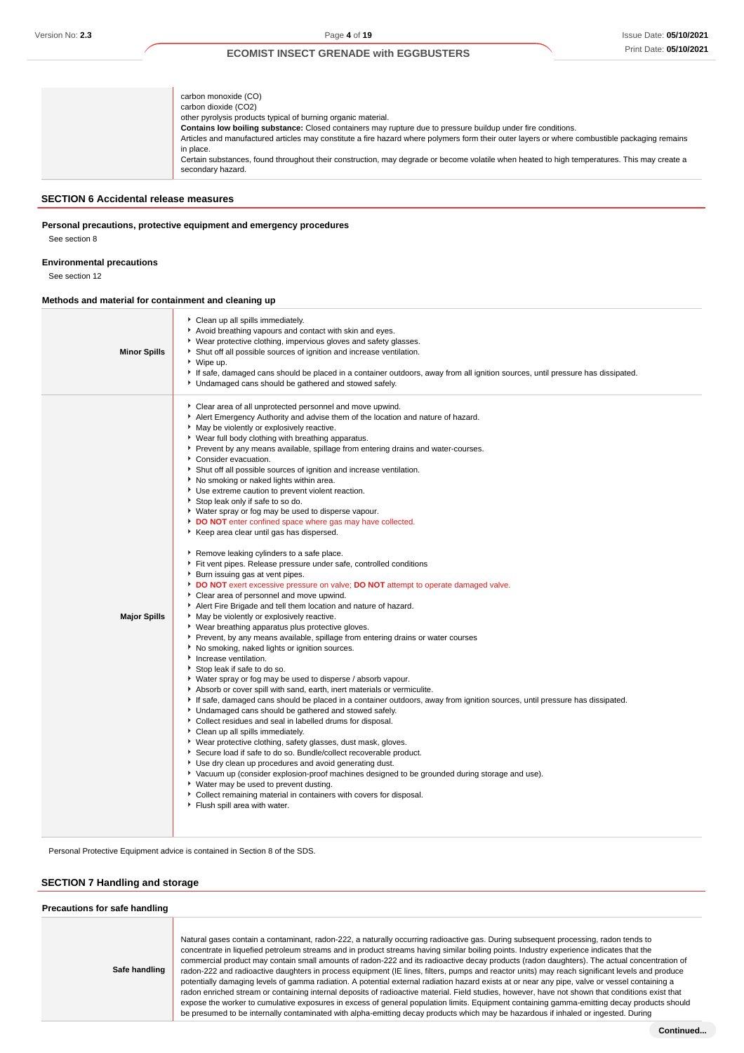| | |
|---|---|
| | carbon monoxide (CO)<br>carbon dioxide (CO2)<br>other pyrolysis products typical of burning organic material.<br>**Contains low boiling substance:** Closed containers may rupture due to pressure buildup under fire conditions.<br>Articles and manufactured articles may constitute a fire hazard where polymers form their outer layers or where combustible packaging remains in place.<br>Certain substances, found throughout their construction, may degrade or become volatile when heated to high temperatures. This may create a secondary hazard. |

## SECTION 6 Accidental release measures

### Personal precautions, protective equipment and emergency procedures

See section 8

### Environmental precautions

See section 12

### Methods and material for containment and cleaning up

| | |
|---|---|
| **Minor Spills** | ‣ Clean up all spills immediately.<br>‣ Avoid breathing vapours and contact with skin and eyes.<br>‣ Wear protective clothing, impervious gloves and safety glasses.<br>‣ Shut off all possible sources of ignition and increase ventilation.<br>‣ Wipe up.<br>‣ If safe, damaged cans should be placed in a container outdoors, away from all ignition sources, until pressure has dissipated.<br>‣ Undamaged cans should be gathered and stowed safely. |
| **Major Spills** | ‣ Clear area of all unprotected personnel and move upwind.<br>‣ Alert Emergency Authority and advise them of the location and nature of hazard.<br>‣ May be violently or explosively reactive.<br>‣ Wear full body clothing with breathing apparatus.<br>‣ Prevent by any means available, spillage from entering drains and water-courses.<br>‣ Consider evacuation.<br>‣ Shut off all possible sources of ignition and increase ventilation.<br>‣ No smoking or naked lights within area.<br>‣ Use extreme caution to prevent violent reaction.<br>‣ Stop leak only if safe to so do.<br>‣ Water spray or fog may be used to disperse vapour.<br>‣ **DO NOT** enter confined space where gas may have collected.<br>‣ Keep area clear until gas has dispersed.<br><br>‣ Remove leaking cylinders to a safe place.<br>‣ Fit vent pipes. Release pressure under safe, controlled conditions<br>‣ Burn issuing gas at vent pipes.<br>‣ **DO NOT** exert excessive pressure on valve; **DO NOT** attempt to operate damaged valve.<br>‣ Clear area of personnel and move upwind.<br>‣ Alert Fire Brigade and tell them location and nature of hazard.<br>‣ May be violently or explosively reactive.<br>‣ Wear breathing apparatus plus protective gloves.<br>‣ Prevent, by any means available, spillage from entering drains or water courses<br>‣ No smoking, naked lights or ignition sources.<br>‣ Increase ventilation.<br>‣ Stop leak if safe to do so.<br>‣ Water spray or fog may be used to disperse / absorb vapour.<br>‣ Absorb or cover spill with sand, earth, inert materials or vermiculite.<br>‣ If safe, damaged cans should be placed in a container outdoors, away from ignition sources, until pressure has dissipated.<br>‣ Undamaged cans should be gathered and stowed safely.<br>‣ Collect residues and seal in labelled drums for disposal.<br>‣ Clean up all spills immediately.<br>‣ Wear protective clothing, safety glasses, dust mask, gloves.<br>‣ Secure load if safe to do so. Bundle/collect recoverable product.<br>‣ Use dry clean up procedures and avoid generating dust.<br>‣ Vacuum up (consider explosion-proof machines designed to be grounded during storage and use).<br>‣ Water may be used to prevent dusting.<br>‣ Collect remaining material in containers with covers for disposal.<br>‣ Flush spill area with water. |

Personal Protective Equipment advice is contained in Section 8 of the SDS.

## SECTION 7 Handling and storage

### Precautions for safe handling

| | |
|---|---|
| **Safe handling** | Natural gases contain a contaminant, radon-222, a naturally occurring radioactive gas. During subsequent processing, radon tends to concentrate in liquefied petroleum streams and in product streams having similar boiling points. Industry experience indicates that the commercial product may contain small amounts of radon-222 and its radioactive decay products (radon daughters). The actual concentration of radon-222 and radioactive daughters in process equipment (IE lines, filters, pumps and reactor units) may reach significant levels and produce potentially damaging levels of gamma radiation. A potential external radiation hazard exists at or near any pipe, valve or vessel containing a radon enriched stream or containing internal deposits of radioactive material. Field studies, however, have not shown that conditions exist that expose the worker to cumulative exposures in excess of general population limits. Equipment containing gamma-emitting decay products should be presumed to be internally contaminated with alpha-emitting decay products which may be hazardous if inhaled or ingested. During |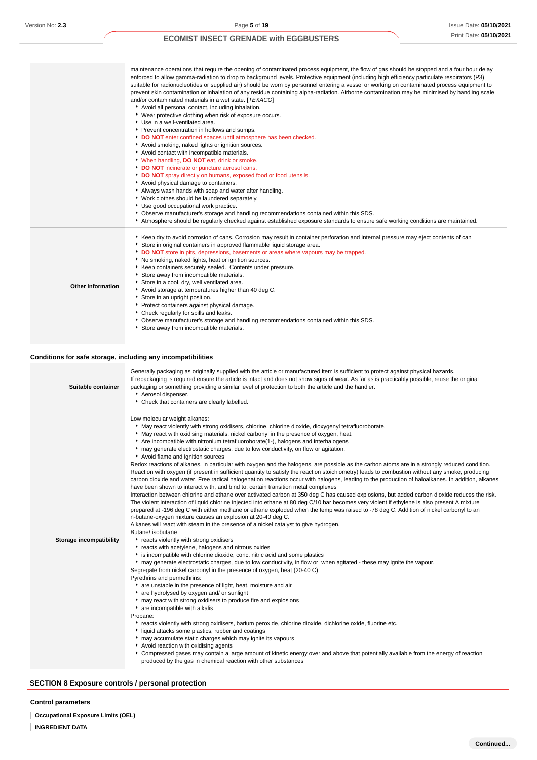| | |
|---|---|
| | maintenance operations that require the opening of contaminated process equipment, the flow of gas should be stopped and a four hour delay enforced to allow gamma-radiation to drop to background levels. Protective equipment (including high efficiency particulate respirators (P3) suitable for radionucleotides or supplied air) should be worn by personnel entering a vessel or working on contaminated process equipment to prevent skin contamination or inhalation of any residue containing alpha-radiation. Airborne contamination may be minimised by handling scale and/or contaminated materials in a wet state. [*TEXACO*]<br>▸ Avoid all personal contact, including inhalation.<br>▸ Wear protective clothing when risk of exposure occurs.<br>▸ Use in a well-ventilated area.<br>▸ Prevent concentration in hollows and sumps.<br>▸ **DO NOT** enter confined spaces until atmosphere has been checked.<br>▸ Avoid smoking, naked lights or ignition sources.<br>▸ Avoid contact with incompatible materials.<br>▸ When handling, **DO NOT** eat, drink or smoke.<br>▸ **DO NOT** incinerate or puncture aerosol cans.<br>▸ **DO NOT** spray directly on humans, exposed food or food utensils.<br>▸ Avoid physical damage to containers.<br>▸ Always wash hands with soap and water after handling.<br>▸ Work clothes should be laundered separately.<br>▸ Use good occupational work practice.<br>▸ Observe manufacturer's storage and handling recommendations contained within this SDS.<br>▸ Atmosphere should be regularly checked against established exposure standards to ensure safe working conditions are maintained. |
| **Other information** | ▸ Keep dry to avoid corrosion of cans. Corrosion may result in container perforation and internal pressure may eject contents of can<br>▸ Store in original containers in approved flammable liquid storage area.<br>▸ **DO NOT** store in pits, depressions, basements or areas where vapours may be trapped.<br>▸ No smoking, naked lights, heat or ignition sources.<br>▸ Keep containers securely sealed. Contents under pressure.<br>▸ Store away from incompatible materials.<br>▸ Store in a cool, dry, well ventilated area.<br>▸ Avoid storage at temperatures higher than 40 deg C.<br>▸ Store in an upright position.<br>▸ Protect containers against physical damage.<br>▸ Check regularly for spills and leaks.<br>▸ Observe manufacturer's storage and handling recommendations contained within this SDS.<br>▸ Store away from incompatible materials. |

### Conditions for safe storage, including any incompatibilities

| | |
|---|---|
| **Suitable container** | Generally packaging as originally supplied with the article or manufactured item is sufficient to protect against physical hazards.<br>If repackaging is required ensure the article is intact and does not show signs of wear. As far as is practicably possible, reuse the original packaging or something providing a similar level of protection to both the article and the handler.<br>▸ Aerosol dispenser.<br>▸ Check that containers are clearly labelled. |
| **Storage incompatibility** | Low molecular weight alkanes:<br>▸ May react violently with strong oxidisers, chlorine, chlorine dioxide, dioxygenyl tetrafluoroborate.<br>▸ May react with oxidising materials, nickel carbonyl in the presence of oxygen, heat.<br>▸ Are incompatible with nitronium tetrafluoroborate(1-), halogens and interhalogens<br>▸ may generate electrostatic charges, due to low conductivity, on flow or agitation.<br>▸ Avoid flame and ignition sources<br>Redox reactions of alkanes, in particular with oxygen and the halogens, are possible as the carbon atoms are in a strongly reduced condition. Reaction with oxygen (if present in sufficient quantity to satisfy the reaction stoichiometry) leads to combustion without any smoke, producing carbon dioxide and water. Free radical halogenation reactions occur with halogens, leading to the production of haloalkanes. In addition, alkanes have been shown to interact with, and bind to, certain transition metal complexes<br>Interaction between chlorine and ethane over activated carbon at 350 deg C has caused explosions, but added carbon dioxide reduces the risk. The violent interaction of liquid chlorine injected into ethane at 80 deg C/10 bar becomes very violent if ethylene is also present A mixture prepared at -196 deg C with either methane or ethane exploded when the temp was raised to -78 deg C. Addition of nickel carbonyl to an n-butane-oxygen mixture causes an explosion at 20-40 deg C.<br>Alkanes will react with steam in the presence of a nickel catalyst to give hydrogen.<br>Butane/ isobutane<br>▸ reacts violently with strong oxidisers<br>▸ reacts with acetylene, halogens and nitrous oxides<br>▸ is incompatible with chlorine dioxide, conc. nitric acid and some plastics<br>▸ may generate electrostatic charges, due to low conductivity, in flow or when agitated - these may ignite the vapour.<br>Segregate from nickel carbonyl in the presence of oxygen, heat (20-40 C)<br>Pyrethrins and permethrins:<br>▸ are unstable in the presence of light, heat, moisture and air<br>▸ are hydrolysed by oxygen and/ or sunlight<br>▸ may react with strong oxidisers to produce fire and explosions<br>▸ are incompatible with alkalis<br>Propane:<br>▸ reacts violently with strong oxidisers, barium peroxide, chlorine dioxide, dichlorine oxide, fluorine etc.<br>▸ liquid attacks some plastics, rubber and coatings<br>▸ may accumulate static charges which may ignite its vapours<br>▸ Avoid reaction with oxidising agents<br>▸ Compressed gases may contain a large amount of kinetic energy over and above that potentially available from the energy of reaction produced by the gas in chemical reaction with other substances |

## SECTION 8 Exposure controls / personal protection

### Control parameters

**Occupational Exposure Limits (OEL)**

**INGREDIENT DATA**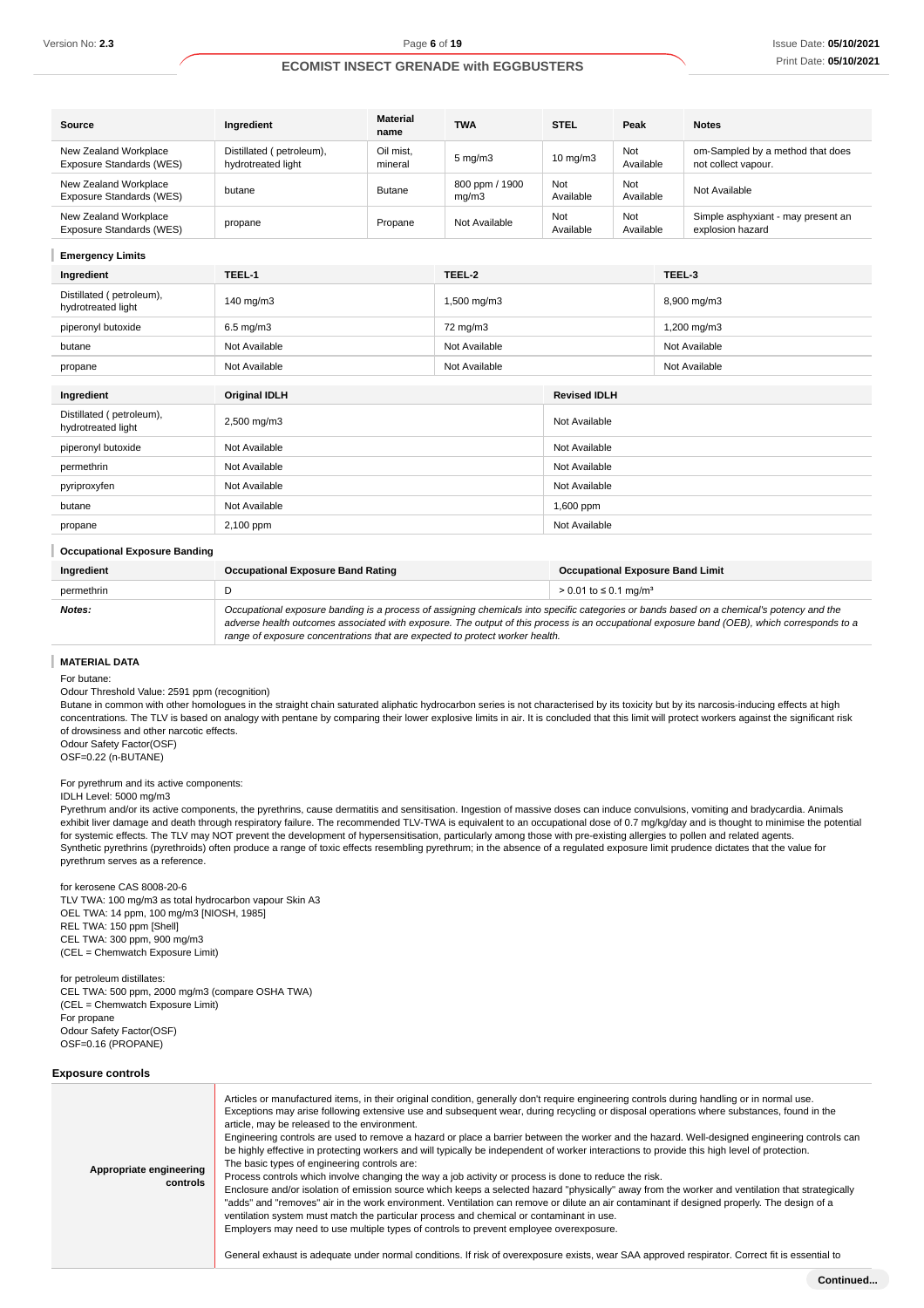| Source | Ingredient | Material name | TWA | STEL | Peak | Notes |
|---|---|---|---|---|---|---|
| New Zealand Workplace Exposure Standards (WES) | Distilled ( petroleum), hydrotreated light | Oil mist, mineral | 5 mg/m3 | 10 mg/m3 | Not Available | om-Sampled by a method that does not collect vapour. |
| New Zealand Workplace Exposure Standards (WES) | butane | Butane | 800 ppm / 1900 mg/m3 | Not Available | Not Available | Not Available |
| New Zealand Workplace Exposure Standards (WES) | propane | Propane | Not Available | Not Available | Not Available | Simple asphyxiant - may present an explosion hazard |

### Emergency Limits

| Ingredient | TEEL-1 | TEEL-2 | TEEL-3 |
|---|---|---|---|
| Distilled ( petroleum), hydrotreated light | 140 mg/m3 | 1,500 mg/m3 | 8,900 mg/m3 |
| piperonyl butoxide | 6.5 mg/m3 | 72 mg/m3 | 1,200 mg/m3 |
| butane | Not Available | Not Available | Not Available |
| propane | Not Available | Not Available | Not Available |

| Ingredient | Original IDLH | Revised IDLH |
|---|---|---|
| Distilled ( petroleum), hydrotreated light | 2,500 mg/m3 | Not Available |
| piperonyl butoxide | Not Available | Not Available |
| permethrin | Not Available | Not Available |
| pyriproxyfen | Not Available | Not Available |
| butane | Not Available | 1,600 ppm |
| propane | 2,100 ppm | Not Available |

### Occupational Exposure Banding

| Ingredient | Occupational Exposure Band Rating | Occupational Exposure Band Limit |
|---|---|---|
| permethrin | D | > 0.01 to ≤ 0.1 mg/m³ |
| ***Notes:*** | *Occupational exposure banding is a process of assigning chemicals into specific categories or bands based on a chemical's potency and the adverse health outcomes associated with exposure. The output of this process is an occupational exposure band (OEB), which corresponds to a range of exposure concentrations that are expected to protect worker health.* | |

### MATERIAL DATA

For butane:
Odour Threshold Value: 2591 ppm (recognition)
Butane in common with other homologues in the straight chain saturated aliphatic hydrocarbon series is not characterised by its toxicity but by its narcosis-inducing effects at high concentrations. The TLV is based on analogy with pentane by comparing their lower explosive limits in air. It is concluded that this limit will protect workers against the significant risk of drowsiness and other narcotic effects.
Odour Safety Factor(OSF)
OSF=0.22 (n-BUTANE)

For pyrethrum and its active components:
IDLH Level: 5000 mg/m3
Pyrethrum and/or its active components, the pyrethrins, cause dermatitis and sensitisation. Ingestion of massive doses can induce convulsions, vomiting and bradycardia. Animals exhibit liver damage and death through respiratory failure. The recommended TLV-TWA is equivalent to an occupational dose of 0.7 mg/kg/day and is thought to minimise the potential for systemic effects. The TLV may NOT prevent the development of hypersensitisation, particularly among those with pre-existing allergies to pollen and related agents.
Synthetic pyrethrins (pyrethroids) often produce a range of toxic effects resembling pyrethrum; in the absence of a regulated exposure limit prudence dictates that the value for pyrethrum serves as a reference.

for kerosene CAS 8008-20-6
TLV TWA: 100 mg/m3 as total hydrocarbon vapour Skin A3
OEL TWA: 14 ppm, 100 mg/m3 [NIOSH, 1985]
REL TWA: 150 ppm [Shell]
CEL TWA: 300 ppm, 900 mg/m3
(CEL = Chemwatch Exposure Limit)

for petroleum distillates:
CEL TWA: 500 ppm, 2000 mg/m3 (compare OSHA TWA)
(CEL = Chemwatch Exposure Limit)
For propane
Odour Safety Factor(OSF)
OSF=0.16 (PROPANE)

### Exposure controls

| | |
|---|---|
| **Appropriate engineering controls** | Articles or manufactured items, in their original condition, generally don't require engineering controls during handling or in normal use. Exceptions may arise following extensive use and subsequent wear, during recycling or disposal operations where substances, found in the article, may be released to the environment.<br>Engineering controls are used to remove a hazard or place a barrier between the worker and the hazard. Well-designed engineering controls can be highly effective in protecting workers and will typically be independent of worker interactions to provide this high level of protection.<br>The basic types of engineering controls are:<br>Process controls which involve changing the way a job activity or process is done to reduce the risk.<br>Enclosure and/or isolation of emission source which keeps a selected hazard "physically" away from the worker and ventilation that strategically "adds" and "removes" air in the work environment. Ventilation can remove or dilute an air contaminant if designed properly. The design of a ventilation system must match the particular process and chemical or contaminant in use.<br>Employers may need to use multiple types of controls to prevent employee overexposure.<br><br>General exhaust is adequate under normal conditions. If risk of overexposure exists, wear SAA approved respirator. Correct fit is essential to |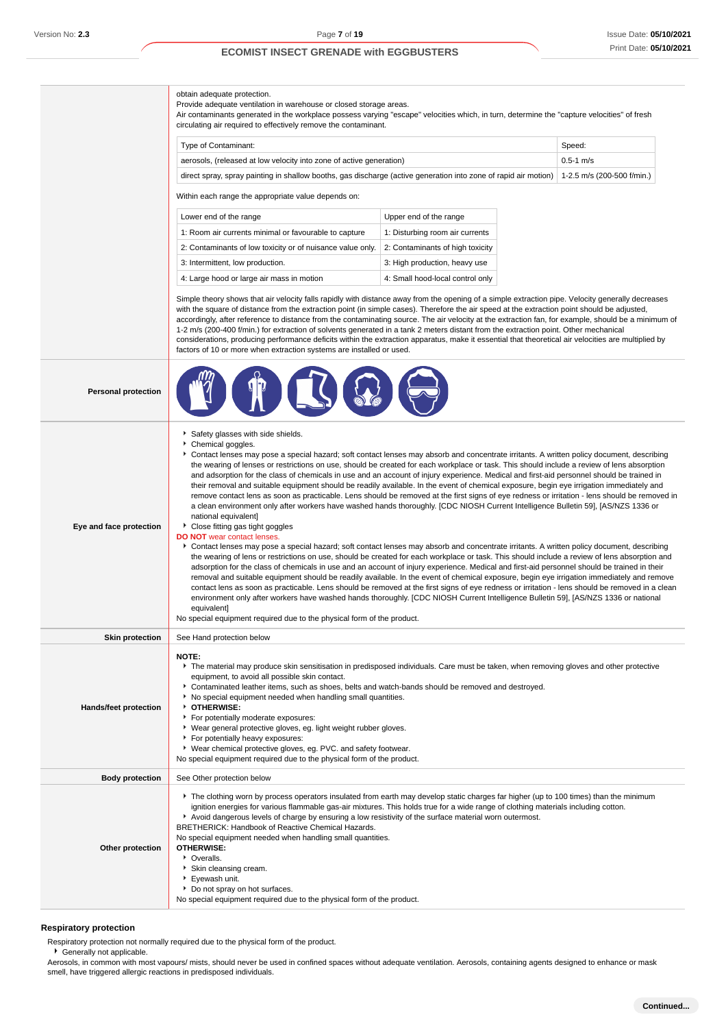| | |
|---|---|
| | obtain adequate protection.<br>Provide adequate ventilation in warehouse or closed storage areas.<br>Air contaminants generated in the workplace possess varying "escape" velocities which, in turn, determine the "capture velocities" of fresh circulating air required to effectively remove the contaminant. |

| Type of Contaminant: | Speed: |
|---|---|
| aerosols, (released at low velocity into zone of active generation) | 0.5-1 m/s |
| direct spray, spray painting in shallow booths, gas discharge (active generation into zone of rapid air motion) | 1-2.5 m/s (200-500 f/min.) |

Within each range the appropriate value depends on:

| Lower end of the range | Upper end of the range |
|---|---|
| 1: Room air currents minimal or favourable to capture | 1: Disturbing room air currents |
| 2: Contaminants of low toxicity or of nuisance value only. | 2: Contaminants of high toxicity |
| 3: Intermittent, low production. | 3: High production, heavy use |
| 4: Large hood or large air mass in motion | 4: Small hood-local control only |

Simple theory shows that air velocity falls rapidly with distance away from the opening of a simple extraction pipe. Velocity generally decreases with the square of distance from the extraction point (in simple cases). Therefore the air speed at the extraction point should be adjusted, accordingly, after reference to distance from the contaminating source. The air velocity at the extraction fan, for example, should be a minimum of 1-2 m/s (200-400 f/min.) for extraction of solvents generated in a tank 2 meters distant from the extraction point. Other mechanical considerations, producing performance deficits within the extraction apparatus, make it essential that theoretical air velocities are multiplied by factors of 10 or more when extraction systems are installed or used.

**Personal protection**

**Eye and face protection**

- Safety glasses with side shields.
- Chemical goggles.
- Contact lenses may pose a special hazard; soft contact lenses may absorb and concentrate irritants. A written policy document, describing the wearing of lenses or restrictions on use, should be created for each workplace or task. This should include a review of lens absorption and adsorption for the class of chemicals in use and an account of injury experience. Medical and first-aid personnel should be trained in their removal and suitable equipment should be readily available. In the event of chemical exposure, begin eye irrigation immediately and remove contact lens as soon as practicable. Lens should be removed at the first signs of eye redness or irritation - lens should be removed in a clean environment only after workers have washed hands thoroughly. [CDC NIOSH Current Intelligence Bulletin 59], [AS/NZS 1336 or national equivalent]
- Close fitting gas tight goggles

**DO NOT** wear contact lenses.

- Contact lenses may pose a special hazard; soft contact lenses may absorb and concentrate irritants. A written policy document, describing the wearing of lens or restrictions on use, should be created for each workplace or task. This should include a review of lens absorption and adsorption for the class of chemicals in use and an account of injury experience. Medical and first-aid personnel should be trained in their removal and suitable equipment should be readily available. In the event of chemical exposure, begin eye irrigation immediately and remove contact lens as soon as practicable. Lens should be removed at the first signs of eye redness or irritation - lens should be removed in a clean environment only after workers have washed hands thoroughly. [CDC NIOSH Current Intelligence Bulletin 59], [AS/NZS 1336 or national equivalent]

No special equipment required due to the physical form of the product.

**Skin protection**

See Hand protection below

**Hands/feet protection**

**NOTE:**

- The material may produce skin sensitisation in predisposed individuals. Care must be taken, when removing gloves and other protective equipment, to avoid all possible skin contact.
- Contaminated leather items, such as shoes, belts and watch-bands should be removed and destroyed.
- No special equipment needed when handling small quantities.
- **OTHERWISE:**
- For potentially moderate exposures:
- Wear general protective gloves, eg. light weight rubber gloves.
- For potentially heavy exposures:
- Wear chemical protective gloves, eg. PVC. and safety footwear.

No special equipment required due to the physical form of the product.

**Body protection**

See Other protection below

**Other protection**

- The clothing worn by process operators insulated from earth may develop static charges far higher (up to 100 times) than the minimum ignition energies for various flammable gas-air mixtures. This holds true for a wide range of clothing materials including cotton.
- Avoid dangerous levels of charge by ensuring a low resistivity of the surface material worn outermost.

BRETHERICK: Handbook of Reactive Chemical Hazards.
No special equipment needed when handling small quantities.
**OTHERWISE:**

- Overalls.
- Skin cleansing cream.
- Eyewash unit.
- Do not spray on hot surfaces.

No special equipment required due to the physical form of the product.

### Respiratory protection

Respiratory protection not normally required due to the physical form of the product.

- Generally not applicable.

Aerosols, in common with most vapours/ mists, should never be used in confined spaces without adequate ventilation. Aerosols, containing agents designed to enhance or mask smell, have triggered allergic reactions in predisposed individuals.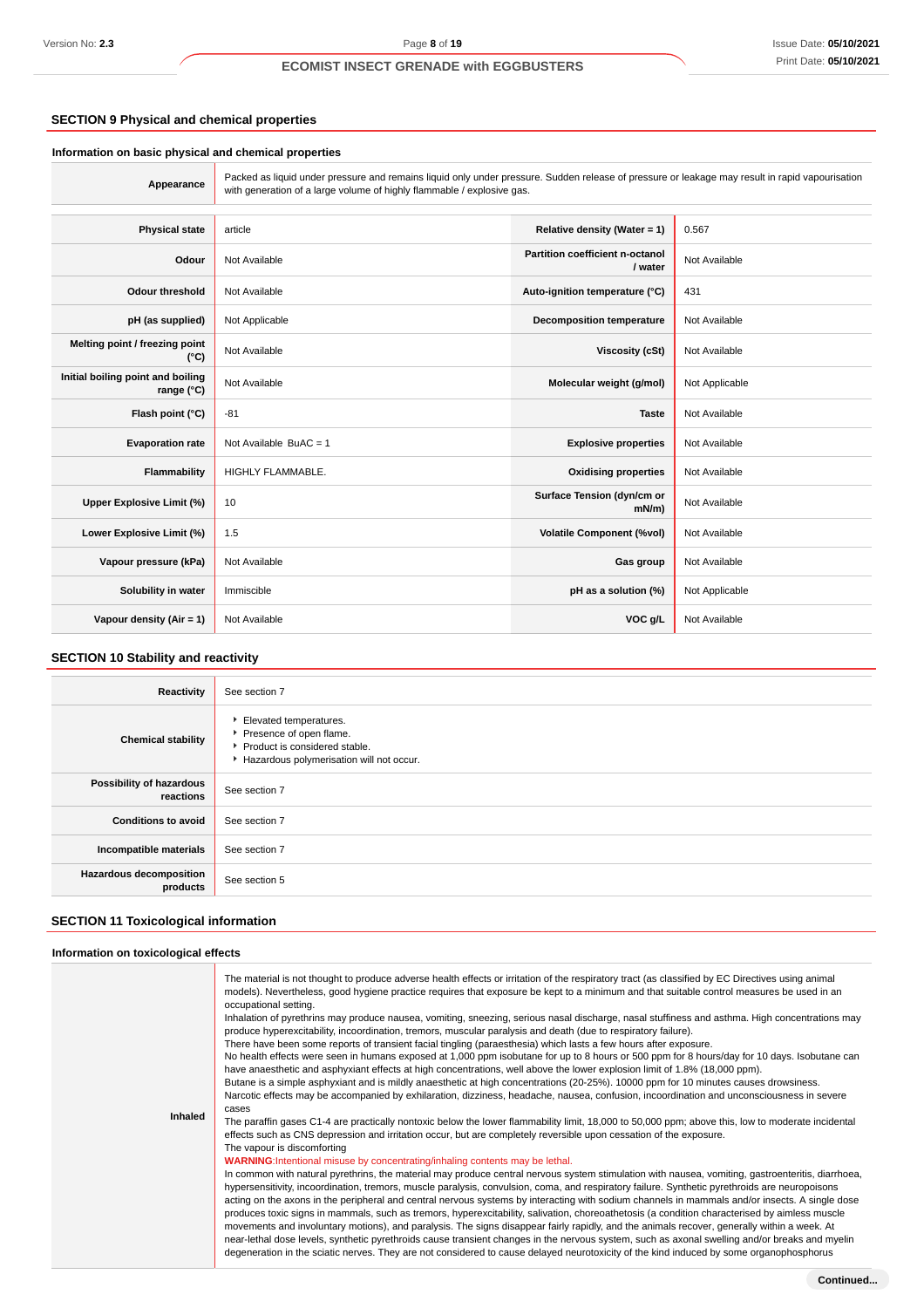## SECTION 9 Physical and chemical properties

### Information on basic physical and chemical properties

| | |
|---|---|
| **Appearance** | Packed as liquid under pressure and remains liquid only under pressure. Sudden release of pressure or leakage may result in rapid vapourisation with generation of a large volume of highly flammable / explosive gas. |

| | | | |
|---|---|---|---|
| **Physical state** | article | **Relative density (Water = 1)** | 0.567 |
| **Odour** | Not Available | **Partition coefficient n-octanol / water** | Not Available |
| **Odour threshold** | Not Available | **Auto-ignition temperature (°C)** | 431 |
| **pH (as supplied)** | Not Applicable | **Decomposition temperature** | Not Available |
| **Melting point / freezing point (°C)** | Not Available | **Viscosity (cSt)** | Not Available |
| **Initial boiling point and boiling range (°C)** | Not Available | **Molecular weight (g/mol)** | Not Applicable |
| **Flash point (°C)** | -81 | **Taste** | Not Available |
| **Evaporation rate** | Not Available BuAC = 1 | **Explosive properties** | Not Available |
| **Flammability** | HIGHLY FLAMMABLE. | **Oxidising properties** | Not Available |
| **Upper Explosive Limit (%)** | 10 | **Surface Tension (dyn/cm or mN/m)** | Not Available |
| **Lower Explosive Limit (%)** | 1.5 | **Volatile Component (%vol)** | Not Available |
| **Vapour pressure (kPa)** | Not Available | **Gas group** | Not Available |
| **Solubility in water** | Immiscible | **pH as a solution (%)** | Not Applicable |
| **Vapour density (Air = 1)** | Not Available | **VOC g/L** | Not Available |

## SECTION 10 Stability and reactivity

| | |
|---|---|
| **Reactivity** | See section 7 |
| **Chemical stability** | ▸ Elevated temperatures.<br>▸ Presence of open flame.<br>▸ Product is considered stable.<br>▸ Hazardous polymerisation will not occur. |
| **Possibility of hazardous reactions** | See section 7 |
| **Conditions to avoid** | See section 7 |
| **Incompatible materials** | See section 7 |
| **Hazardous decomposition products** | See section 5 |

## SECTION 11 Toxicological information

### Information on toxicological effects

| | |
|---|---|
| **Inhaled** | The material is not thought to produce adverse health effects or irritation of the respiratory tract (as classified by EC Directives using animal models). Nevertheless, good hygiene practice requires that exposure be kept to a minimum and that suitable control measures be used in an occupational setting.<br>Inhalation of pyrethrins may produce nausea, vomiting, sneezing, serious nasal discharge, nasal stuffiness and asthma. High concentrations may produce hyperexcitability, incoordination, tremors, muscular paralysis and death (due to respiratory failure).<br>There have been some reports of transient facial tingling (paraesthesia) which lasts a few hours after exposure.<br>No health effects were seen in humans exposed at 1,000 ppm isobutane for up to 8 hours or 500 ppm for 8 hours/day for 10 days. Isobutane can have anaesthetic and asphyxiant effects at high concentrations, well above the lower explosion limit of 1.8% (18,000 ppm).<br>Butane is a simple asphyxiant and is mildly anaesthetic at high concentrations (20-25%). 10000 ppm for 10 minutes causes drowsiness.<br>Narcotic effects may be accompanied by exhilaration, dizziness, headache, nausea, confusion, incoordination and unconsciousness in severe cases<br>The paraffin gases C1-4 are practically nontoxic below the lower flammability limit, 18,000 to 50,000 ppm; above this, low to moderate incidental effects such as CNS depression and irritation occur, but are completely reversible upon cessation of the exposure.<br>The vapour is discomforting<br>**WARNING**:Intentional misuse by concentrating/inhaling contents may be lethal.<br>In common with natural pyrethrins, the material may produce central nervous system stimulation with nausea, vomiting, gastroenteritis, diarrhoea, hypersensitivity, incoordination, tremors, muscle paralysis, convulsion, coma, and respiratory failure. Synthetic pyrethroids are neuropoisons acting on the axons in the peripheral and central nervous systems by interacting with sodium channels in mammals and/or insects. A single dose produces toxic signs in mammals, such as tremors, hyperexcitability, salivation, choreoathetosis (a condition characterised by aimless muscle movements and involuntary motions), and paralysis. The signs disappear fairly rapidly, and the animals recover, generally within a week. At near-lethal dose levels, synthetic pyrethroids cause transient changes in the nervous system, such as axonal swelling and/or breaks and myelin degeneration in the sciatic nerves. They are not considered to cause delayed neurotoxicity of the kind induced by some organophosphorus |

**Continued...**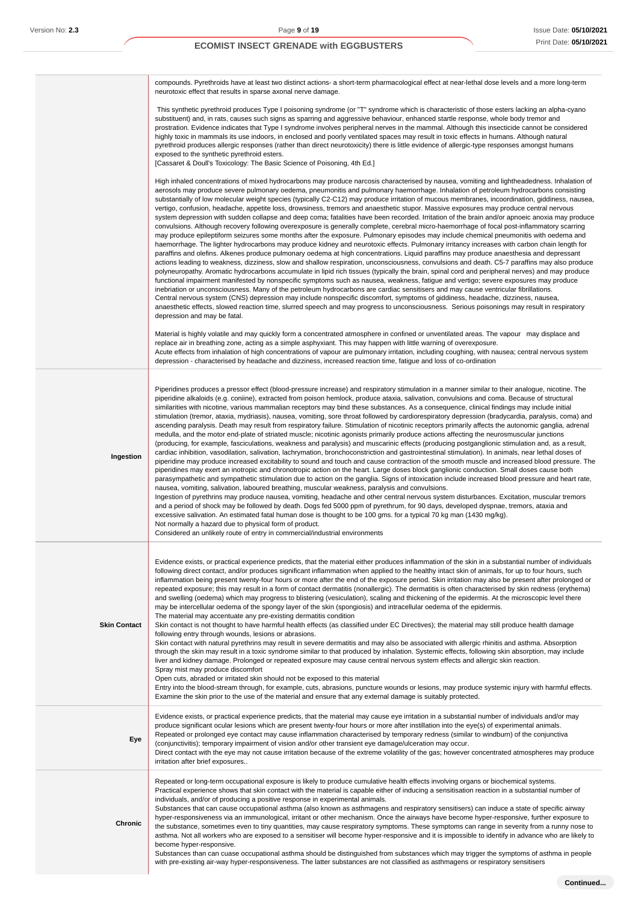| | |
|---|---|
| | compounds. Pyrethroids have at least two distinct actions- a short-term pharmacological effect at near-lethal dose levels and a more long-term neurotoxic effect that results in sparse axonal nerve damage.<br><br>This synthetic pyrethroid produces Type I poisoning syndrome (or "T" syndrome which is characteristic of those esters lacking an alpha-cyano substituent) and, in rats, causes such signs as sparring and aggressive behaviour, enhanced startle response, whole body tremor and prostration. Evidence indicates that Type I syndrome involves peripheral nerves in the mammal. Although this insecticide cannot be considered highly toxic in mammals its use indoors, in enclosed and poorly ventilated spaces may result in toxic effects in humans. Although natural pyrethroid produces allergic responses (rather than direct neurotoxicity) there is little evidence of allergic-type responses amongst humans exposed to the synthetic pyrethroid esters.<br>[Cassaret & Doull's Toxicology: The Basic Science of Poisoning, 4th Ed.]<br><br>High inhaled concentrations of mixed hydrocarbons may produce narcosis characterised by nausea, vomiting and lightheadedness. Inhalation of aerosols may produce severe pulmonary oedema, pneumonitis and pulmonary haemorrhage. Inhalation of petroleum hydrocarbons consisting substantially of low molecular weight species (typically C2-C12) may produce irritation of mucous membranes, incoordination, giddiness, nausea, vertigo, confusion, headache, appetite loss, drowsiness, tremors and anaesthetic stupor. Massive exposures may produce central nervous system depression with sudden collapse and deep coma; fatalities have been recorded. Irritation of the brain and/or apnoeic anoxia may produce convulsions. Although recovery following overexposure is generally complete, cerebral micro-haemorrhage of focal post-inflammatory scarring may produce epileptiform seizures some months after the exposure. Pulmonary episodes may include chemical pneumonitis with oedema and haemorrhage. The lighter hydrocarbons may produce kidney and neurotoxic effects. Pulmonary irritancy increases with carbon chain length for paraffins and olefins. Alkenes produce pulmonary oedema at high concentrations. Liquid paraffins may produce anaesthesia and depressant actions leading to weakness, dizziness, slow and shallow respiration, unconsciousness, convulsions and death. C5-7 paraffins may also produce polyneuropathy. Aromatic hydrocarbons accumulate in lipid rich tissues (typically the brain, spinal cord and peripheral nerves) and may produce functional impairment manifested by nonspecific symptoms such as nausea, weakness, fatigue and vertigo; severe exposures may produce inebriation or unconsciousness. Many of the petroleum hydrocarbons are cardiac sensitisers and may cause ventricular fibrillations.<br>Central nervous system (CNS) depression may include nonspecific discomfort, symptoms of giddiness, headache, dizziness, nausea, anaesthetic effects, slowed reaction time, slurred speech and may progress to unconsciousness. Serious poisonings may result in respiratory depression and may be fatal.<br><br>Material is highly volatile and may quickly form a concentrated atmosphere in confined or unventilated areas. The vapour may displace and replace air in breathing zone, acting as a simple asphyxiant. This may happen with little warning of overexposure.<br>Acute effects from inhalation of high concentrations of vapour are pulmonary irritation, including coughing, with nausea; central nervous system depression - characterised by headache and dizziness, increased reaction time, fatigue and loss of co-ordination |
| **Ingestion** | Piperidines produces a pressor effect (blood-pressure increase) and respiratory stimulation in a manner similar to their analogue, nicotine. The piperidine alkaloids (e.g. coniine), extracted from poison hemlock, produce ataxia, salivation, convulsions and coma. Because of structural similarities with nicotine, various mammalian receptors may bind these substances. As a consequence, clinical findings may include initial stimulation (tremor, ataxia, mydriasis), nausea, vomiting, sore throat followed by cardiorespiratory depression (bradycardia, paralysis, coma) and ascending paralysis. Death may result from respiratory failure. Stimulation of nicotinic receptors primarily affects the autonomic ganglia, adrenal medulla, and the motor end-plate of striated muscle; nicotinic agonists primarily produce actions affecting the neurosmuscular junctions (producing, for example, fasciculations, weakness and paralysis) and muscarinic effects (producing postganglionic stimulation and, as a result, cardiac inhibition, vasodilation, salivation, lachrymation, bronchoconstriction and gastrointestinal stimulation). In animals, near lethal doses of piperidine may produce increased excitability to sound and touch and cause contraction of the smooth muscle and increased blood pressure. The piperidines may exert an inotropic and chronotropic action on the heart. Large doses block ganglionic conduction. Small doses cause both parasympathetic and sympathetic stimulation due to action on the ganglia. Signs of intoxication include increased blood pressure and heart rate, nausea, vomiting, salivation, laboured breathing, muscular weakness, paralysis and convulsions.<br>Ingestion of pyrethrins may produce nausea, vomiting, headache and other central nervous system disturbances. Excitation, muscular tremors and a period of shock may be followed by death. Dogs fed 5000 ppm of pyrethrum, for 90 days, developed dyspnae, tremors, ataxia and excessive salivation. An estimated fatal human dose is thought to be 100 gms. for a typical 70 kg man (1430 mg/kg).<br>Not normally a hazard due to physical form of product.<br>Considered an unlikely route of entry in commercial/industrial environments |
| **Skin Contact** | Evidence exists, or practical experience predicts, that the material either produces inflammation of the skin in a substantial number of individuals following direct contact, and/or produces significant inflammation when applied to the healthy intact skin of animals, for up to four hours, such inflammation being present twenty-four hours or more after the end of the exposure period. Skin irritation may also be present after prolonged or repeated exposure; this may result in a form of contact dermatitis (nonallergic). The dermatitis is often characterised by skin redness (erythema) and swelling (oedema) which may progress to blistering (vesiculation), scaling and thickening of the epidermis. At the microscopic level there may be intercellular oedema of the spongy layer of the skin (spongiosis) and intracellular oedema of the epidermis.<br>The material may accentuate any pre-existing dermatitis condition<br>Skin contact is not thought to have harmful health effects (as classified under EC Directives); the material may still produce health damage following entry through wounds, lesions or abrasions.<br>Skin contact with natural pyrethrins may result in severe dermatitis and may also be associated with allergic rhinitis and asthma. Absorption through the skin may result in a toxic syndrome similar to that produced by inhalation. Systemic effects, following skin absorption, may include liver and kidney damage. Prolonged or repeated exposure may cause central nervous system effects and allergic skin reaction.<br>Spray mist may produce discomfort<br>Open cuts, abraded or irritated skin should not be exposed to this material<br>Entry into the blood-stream through, for example, cuts, abrasions, puncture wounds or lesions, may produce systemic injury with harmful effects. Examine the skin prior to the use of the material and ensure that any external damage is suitably protected. |
| **Eye** | Evidence exists, or practical experience predicts, that the material may cause eye irritation in a substantial number of individuals and/or may produce significant ocular lesions which are present twenty-four hours or more after instillation into the eye(s) of experimental animals.<br>Repeated or prolonged eye contact may cause inflammation characterised by temporary redness (similar to windburn) of the conjunctiva (conjunctivitis); temporary impairment of vision and/or other transient eye damage/ulceration may occur.<br>Direct contact with the eye may not cause irritation because of the extreme volatility of the gas; however concentrated atmospheres may produce irritation after brief exposures.. |
| **Chronic** | Repeated or long-term occupational exposure is likely to produce cumulative health effects involving organs or biochemical systems.<br>Practical experience shows that skin contact with the material is capable either of inducing a sensitisation reaction in a substantial number of individuals, and/or of producing a positive response in experimental animals.<br>Substances that can cause occupational asthma (also known as asthmagens and respiratory sensitisers) can induce a state of specific airway hyper-responsiveness via an immunological, irritant or other mechanism. Once the airways have become hyper-responsive, further exposure to the substance, sometimes even to tiny quantities, may cause respiratory symptoms. These symptoms can range in severity from a runny nose to asthma. Not all workers who are exposed to a sensitiser will become hyper-responsive and it is impossible to identify in advance who are likely to become hyper-responsive.<br>Substances than can cuase occupational asthma should be distinguished from substances which may trigger the symptoms of asthma in people with pre-existing air-way hyper-responsiveness. The latter substances are not classified as asthmagens or respiratory sensitisers |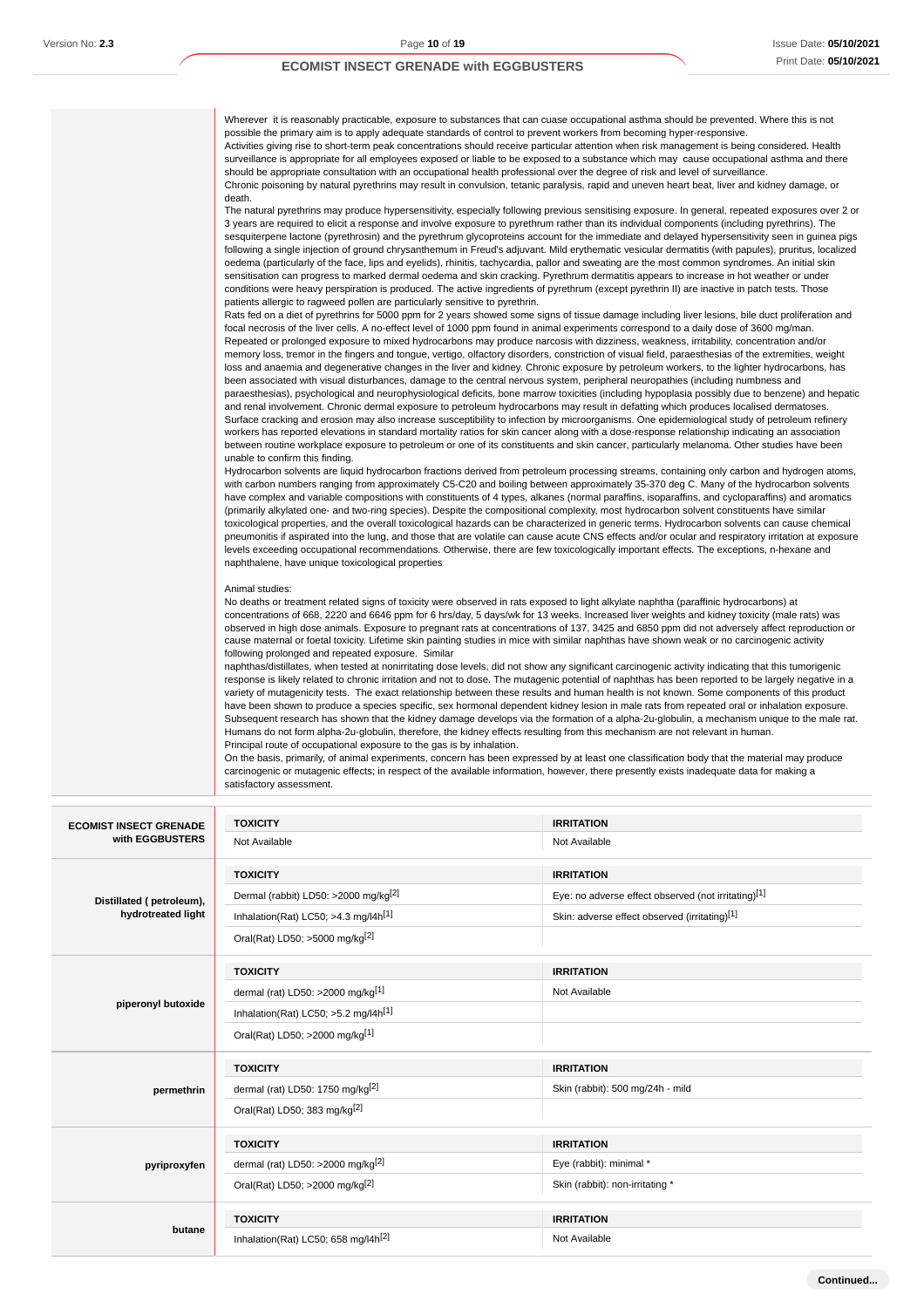Wherever it is reasonably practicable, exposure to substances that can cuase occupational asthma should be prevented. Where this is not possible the primary aim is to apply adequate standards of control to prevent workers from becoming hyper-responsive.
Activities giving rise to short-term peak concentrations should receive particular attention when risk management is being considered. Health surveillance is appropriate for all employees exposed or liable to be exposed to a substance which may cause occupational asthma and there should be appropriate consultation with an occupational health professional over the degree of risk and level of surveillance.
Chronic poisoning by natural pyrethrins may result in convulsion, tetanic paralysis, rapid and uneven heart beat, liver and kidney damage, or death.
The natural pyrethrins may produce hypersensitivity, especially following previous sensitising exposure. In general, repeated exposures over 2 or 3 years are required to elicit a response and involve exposure to pyrethrum rather than its individual components (including pyrethrins). The sesquiterpene lactone (pyrethrosin) and the pyrethrum glycoproteins account for the immediate and delayed hypersensitivity seen in guinea pigs following a single injection of ground chrysanthemum in Freud's adjuvant. Mild erythematic vesicular dermatitis (with papules), pruritus, localized oedema (particularly of the face, lips and eyelids), rhinitis, tachycardia, pallor and sweating are the most common syndromes. An initial skin sensitisation can progress to marked dermal oedema and skin cracking. Pyrethrum dermatitis appears to increase in hot weather or under conditions were heavy perspiration is produced. The active ingredients of pyrethrum (except pyrethrin II) are inactive in patch tests. Those patients allergic to ragweed pollen are particularly sensitive to pyrethrin.
Rats fed on a diet of pyrethrins for 5000 ppm for 2 years showed some signs of tissue damage including liver lesions, bile duct proliferation and focal necrosis of the liver cells. A no-effect level of 1000 ppm found in animal experiments correspond to a daily dose of 3600 mg/man.
Repeated or prolonged exposure to mixed hydrocarbons may produce narcosis with dizziness, weakness, irritability, concentration and/or memory loss, tremor in the fingers and tongue, vertigo, olfactory disorders, constriction of visual field, paraesthesias of the extremities, weight loss and anaemia and degenerative changes in the liver and kidney. Chronic exposure by petroleum workers, to the lighter hydrocarbons, has been associated with visual disturbances, damage to the central nervous system, peripheral neuropathies (including numbness and paraesthesias), psychological and neurophysiological deficits, bone marrow toxicities (including hypoplasia possibly due to benzene) and hepatic and renal involvement. Chronic dermal exposure to petroleum hydrocarbons may result in defatting which produces localised dermatoses. Surface cracking and erosion may also increase susceptibility to infection by microorganisms. One epidemiological study of petroleum refinery workers has reported elevations in standard mortality ratios for skin cancer along with a dose-response relationship indicating an association between routine workplace exposure to petroleum or one of its constituents and skin cancer, particularly melanoma. Other studies have been unable to confirm this finding.
Hydrocarbon solvents are liquid hydrocarbon fractions derived from petroleum processing streams, containing only carbon and hydrogen atoms, with carbon numbers ranging from approximately C5-C20 and boiling between approximately 35-370 deg C. Many of the hydrocarbon solvents have complex and variable compositions with constituents of 4 types, alkanes (normal paraffins, isoparaffins, and cycloparaffins) and aromatics (primarily alkylated one- and two-ring species). Despite the compositional complexity, most hydrocarbon solvent constituents have similar toxicological properties, and the overall toxicological hazards can be characterized in generic terms. Hydrocarbon solvents can cause chemical pneumonitis if aspirated into the lung, and those that are volatile can cause acute CNS effects and/or ocular and respiratory irritation at exposure levels exceeding occupational recommendations. Otherwise, there are few toxicologically important effects. The exceptions, n-hexane and naphthalene, have unique toxicological properties

Animal studies:
No deaths or treatment related signs of toxicity were observed in rats exposed to light alkylate naphtha (paraffinic hydrocarbons) at concentrations of 668, 2220 and 6646 ppm for 6 hrs/day, 5 days/wk for 13 weeks. Increased liver weights and kidney toxicity (male rats) was observed in high dose animals. Exposure to pregnant rats at concentrations of 137, 3425 and 6850 ppm did not adversely affect reproduction or cause maternal or foetal toxicity. Lifetime skin painting studies in mice with similar naphthas have shown weak or no carcinogenic activity following prolonged and repeated exposure. Similar
naphthas/distillates, when tested at nonirritating dose levels, did not show any significant carcinogenic activity indicating that this tumorigenic response is likely related to chronic irritation and not to dose. The mutagenic potential of naphthas has been reported to be largely negative in a variety of mutagenicity tests. The exact relationship between these results and human health is not known. Some components of this product have been shown to produce a species specific, sex hormonal dependent kidney lesion in male rats from repeated oral or inhalation exposure. Subsequent research has shown that the kidney damage develops via the formation of a alpha-2u-globulin, a mechanism unique to the male rat. Humans do not form alpha-2u-globulin, therefore, the kidney effects resulting from this mechanism are not relevant in human.
Principal route of occupational exposure to the gas is by inhalation.
On the basis, primarily, of animal experiments, concern has been expressed by at least one classification body that the material may produce carcinogenic or mutagenic effects; in respect of the available information, however, there presently exists inadequate data for making a satisfactory assessment.

| | TOXICITY | IRRITATION |
|---|---|---|
| **ECOMIST INSECT GRENADE with EGGBUSTERS** | Not Available | Not Available |

| | TOXICITY | IRRITATION |
|---|---|---|
| **Distillated ( petroleum), hydrotreated light** | Dermal (rabbit) LD50: >2000 mg/kg[2] | Eye: no adverse effect observed (not irritating)[1] |
| | Inhalation(Rat) LC50; >4.3 mg/l4h[1] | Skin: adverse effect observed (irritating)[1] |
| | Oral(Rat) LD50; >5000 mg/kg[2] | |

| | TOXICITY | IRRITATION |
|---|---|---|
| **piperonyl butoxide** | dermal (rat) LD50: >2000 mg/kg[1] | Not Available |
| | Inhalation(Rat) LC50; >5.2 mg/l4h[1] | |
| | Oral(Rat) LD50; >2000 mg/kg[1] | |

| | TOXICITY | IRRITATION |
|---|---|---|
| **permethrin** | dermal (rat) LD50: 1750 mg/kg[2] | Skin (rabbit): 500 mg/24h - mild |
| | Oral(Rat) LD50; 383 mg/kg[2] | |

| | TOXICITY | IRRITATION |
|---|---|---|
| **pyriproxyfen** | dermal (rat) LD50: >2000 mg/kg[2] | Eye (rabbit): minimal * |
| | Oral(Rat) LD50; >2000 mg/kg[2] | Skin (rabbit): non-irritating * |

| | TOXICITY | IRRITATION |
|---|---|---|
| **butane** | Inhalation(Rat) LC50; 658 mg/l4h[2] | Not Available |

Continued...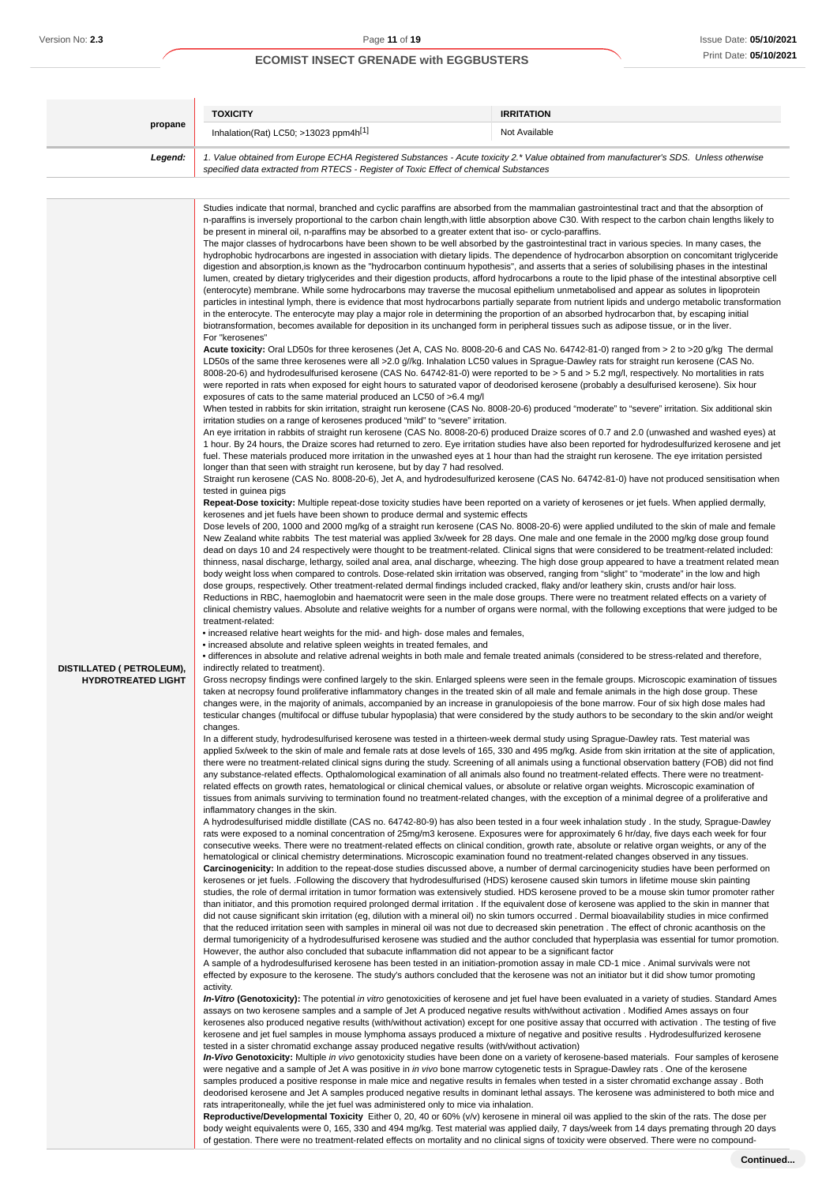| | TOXICITY | IRRITATION |
|---|---|---|
| propane | Inhalation(Rat) LC50; >13023 ppm4h[1] | Not Available |
| Legend: | 1. Value obtained from Europe ECHA Registered Substances - Acute toxicity 2.* Value obtained from manufacturer's SDS. Unless otherwise specified data extracted from RTECS - Register of Toxic Effect of chemical Substances | |

**DISTILLATED ( PETROLEUM), HYDROTREATED LIGHT**

Studies indicate that normal, branched and cyclic paraffins are absorbed from the mammalian gastrointestinal tract and that the absorption of n-paraffins is inversely proportional to the carbon chain length,with little absorption above C30. With respect to the carbon chain lengths likely to be present in mineral oil, n-paraffins may be absorbed to a greater extent that iso- or cyclo-paraffins.

The major classes of hydrocarbons have been shown to be well absorbed by the gastrointestinal tract in various species. In many cases, the hydrophobic hydrocarbons are ingested in association with dietary lipids. The dependence of hydrocarbon absorption on concomitant triglyceride digestion and absorption,is known as the "hydrocarbon continuum hypothesis", and asserts that a series of solubilising phases in the intestinal lumen, created by dietary triglycerides and their digestion products, afford hydrocarbons a route to the lipid phase of the intestinal absorptive cell (enterocyte) membrane. While some hydrocarbons may traverse the mucosal epithelium unmetabolised and appear as solutes in lipoprotein particles in intestinal lymph, there is evidence that most hydrocarbons partially separate from nutrient lipids and undergo metabolic transformation in the enterocyte. The enterocyte may play a major role in determining the proportion of an absorbed hydrocarbon that, by escaping initial biotransformation, becomes available for deposition in its unchanged form in peripheral tissues such as adipose tissue, or in the liver.

For "kerosenes"

**Acute toxicity:** Oral LD50s for three kerosenes (Jet A, CAS No. 8008-20-6 and CAS No. 64742-81-0) ranged from > 2 to >20 g/kg The dermal LD50s of the same three kerosenes were all >2.0 g//kg. Inhalation LC50 values in Sprague-Dawley rats for straight run kerosene (CAS No. 8008-20-6) and hydrodesulfurised kerosene (CAS No. 64742-81-0) were reported to be > 5 and > 5.2 mg/l, respectively. No mortalities in rats were reported in rats when exposed for eight hours to saturated vapor of deodorised kerosene (probably a desulfurised kerosene). Six hour exposures of cats to the same material produced an LC50 of >6.4 mg/l

When tested in rabbits for skin irritation, straight run kerosene (CAS No. 8008-20-6) produced "moderate" to "severe" irritation. Six additional skin irritation studies on a range of kerosenes produced "mild" to "severe" irritation.

An eye irritation in rabbits of straight run kerosene (CAS No. 8008-20-6) produced Draize scores of 0.7 and 2.0 (unwashed and washed eyes) at 1 hour. By 24 hours, the Draize scores had returned to zero. Eye irritation studies have also been reported for hydrodesulfurized kerosene and jet fuel. These materials produced more irritation in the unwashed eyes at 1 hour than had the straight run kerosene. The eye irritation persisted longer than that seen with straight run kerosene, but by day 7 had resolved.

Straight run kerosene (CAS No. 8008-20-6), Jet A, and hydrodesulfurized kerosene (CAS No. 64742-81-0) have not produced sensitisation when tested in guinea pigs

**Repeat-Dose toxicity:** Multiple repeat-dose toxicity studies have been reported on a variety of kerosenes or jet fuels. When applied dermally, kerosenes and jet fuels have been shown to produce dermal and systemic effects

Dose levels of 200, 1000 and 2000 mg/kg of a straight run kerosene (CAS No. 8008-20-6) were applied undiluted to the skin of male and female New Zealand white rabbits The test material was applied 3x/week for 28 days. One male and one female in the 2000 mg/kg dose group found dead on days 10 and 24 respectively were thought to be treatment-related. Clinical signs that were considered to be treatment-related included: thinness, nasal discharge, lethargy, soiled anal area, anal discharge, wheezing. The high dose group appeared to have a treatment related mean body weight loss when compared to controls. Dose-related skin irritation was observed, ranging from "slight" to "moderate" in the low and high dose groups, respectively. Other treatment-related dermal findings included cracked, flaky and/or leathery skin, crusts and/or hair loss.

Reductions in RBC, haemoglobin and haematocrit were seen in the male dose groups. There were no treatment related effects on a variety of clinical chemistry values. Absolute and relative weights for a number of organs were normal, with the following exceptions that were judged to be treatment-related:

- increased relative heart weights for the mid- and high- dose males and females,
- increased absolute and relative spleen weights in treated females, and
- differences in absolute and relative adrenal weights in both male and female treated animals (considered to be stress-related and therefore, indirectly related to treatment).

Gross necropsy findings were confined largely to the skin. Enlarged spleens were seen in the female groups. Microscopic examination of tissues taken at necropsy found proliferative inflammatory changes in the treated skin of all male and female animals in the high dose group. These changes were, in the majority of animals, accompanied by an increase in granulopoiesis of the bone marrow. Four of six high dose males had testicular changes (multifocal or diffuse tubular hypoplasia) that were considered by the study authors to be secondary to the skin and/or weight changes.

In a different study, hydrodesulfurised kerosene was tested in a thirteen-week dermal study using Sprague-Dawley rats. Test material was applied 5x/week to the skin of male and female rats at dose levels of 165, 330 and 495 mg/kg. Aside from skin irritation at the site of application, there were no treatment-related clinical signs during the study. Screening of all animals using a functional observation battery (FOB) did not find any substance-related effects. Opthalomological examination of all animals also found no treatment-related effects. There were no treatment-related effects on growth rates, hematological or clinical chemical values, or absolute or relative organ weights. Microscopic examination of tissues from animals surviving to termination found no treatment-related changes, with the exception of a minimal degree of a proliferative and inflammatory changes in the skin.

A hydrodesulfurised middle distillate (CAS no. 64742-80-9) has also been tested in a four week inhalation study . In the study, Sprague-Dawley rats were exposed to a nominal concentration of 25mg/m3 kerosene. Exposures were for approximately 6 hr/day, five days each week for four consecutive weeks. There were no treatment-related effects on clinical condition, growth rate, absolute or relative organ weights, or any of the hematological or clinical chemistry determinations. Microscopic examination found no treatment-related changes observed in any tissues.

**Carcinogenicity:** In addition to the repeat-dose studies discussed above, a number of dermal carcinogenicity studies have been performed on kerosenes or jet fuels. .Following the discovery that hydrodesulfurised (HDS) kerosene caused skin tumors in lifetime mouse skin painting studies, the role of dermal irritation in tumor formation was extensively studied. HDS kerosene proved to be a mouse skin tumor promoter rather than initiator, and this promotion required prolonged dermal irritation . If the equivalent dose of kerosene was applied to the skin in manner that did not cause significant skin irritation (eg, dilution with a mineral oil) no skin tumors occurred . Dermal bioavailability studies in mice confirmed that the reduced irritation seen with samples in mineral oil was not due to decreased skin penetration . The effect of chronic acanthosis on the dermal tumorigenicity of a hydrodesulfurised kerosene was studied and the author concluded that hyperplasia was essential for tumor promotion. However, the author also concluded that subacute inflammation did not appear to be a significant factor

A sample of a hydrodesulfurised kerosene has been tested in an initiation-promotion assay in male CD-1 mice . Animal survivals were not effected by exposure to the kerosene. The study's authors concluded that the kerosene was not an initiator but it did show tumor promoting activity.

***In-Vitro* (Genotoxicity):** The potential *in vitro* genotoxicities of kerosene and jet fuel have been evaluated in a variety of studies. Standard Ames assays on two kerosene samples and a sample of Jet A produced negative results with/without activation . Modified Ames assays on four kerosenes also produced negative results (with/without activation) except for one positive assay that occurred with activation . The testing of five kerosene and jet fuel samples in mouse lymphoma assays produced a mixture of negative and positive results . Hydrodesulfurized kerosene tested in a sister chromatid exchange assay produced negative results (with/without activation)

***In-Vivo* Genotoxicity:** Multiple *in vivo* genotoxicity studies have been done on a variety of kerosene-based materials. Four samples of kerosene were negative and a sample of Jet A was positive in *in vivo* bone marrow cytogenetic tests in Sprague-Dawley rats . One of the kerosene samples produced a positive response in male mice and negative results in females when tested in a sister chromatid exchange assay . Both deodorised kerosene and Jet A samples produced negative results in dominant lethal assays. The kerosene was administered to both mice and rats intraperitoneally, while the jet fuel was administered only to mice via inhalation.

**Reproductive/Developmental Toxicity** Either 0, 20, 40 or 60% (v/v) kerosene in mineral oil was applied to the skin of the rats. The dose per body weight equivalents were 0, 165, 330 and 494 mg/kg. Test material was applied daily, 7 days/week from 14 days premating through 20 days of gestation. There were no treatment-related effects on mortality and no clinical signs of toxicity were observed. There were no compound-

Continued...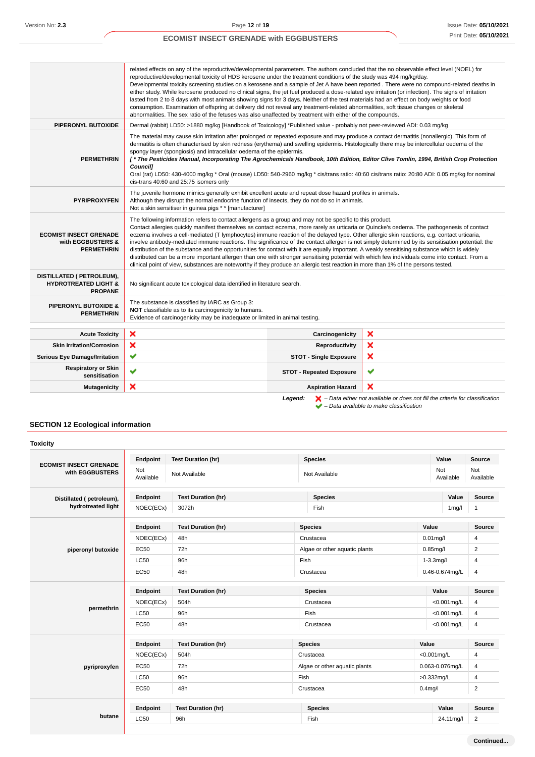| | |
|---|---|
| | related effects on any of the reproductive/developmental parameters. The authors concluded that the no observable effect level (NOEL) for reproductive/developmental toxicity of HDS kerosene under the treatment conditions of the study was 494 mg/kg/day. Developmental toxicity screening studies on a kerosene and a sample of Jet A have been reported . There were no compound-related deaths in either study. While kerosene produced no clinical signs, the jet fuel produced a dose-related eye irritation (or infection). The signs of irritation lasted from 2 to 8 days with most animals showing signs for 3 days. Neither of the test materials had an effect on body weights or food consumption. Examination of offspring at delivery did not reveal any treatment-related abnormalities, soft tissue changes or skeletal abnormalities. The sex ratio of the fetuses was also unaffected by treatment with either of the compounds. |
| **PIPERONYL BUTOXIDE** | Dermal (rabbit) LD50: >1880 mg/kg [Handbook of Toxicology] *Published value - probably not peer-reviewed ADI: 0.03 mg/kg |
| **PERMETHRIN** | The material may cause skin irritation after prolonged or repeated exposure and may produce a contact dermatitis (nonallergic). This form of dermatitis is often characterised by skin redness (erythema) and swelling epidermis. Histologically there may be intercellular oedema of the spongy layer (spongiosis) and intracellular oedema of the epidermis.<br>***[ * The Pesticides Manual, Incorporating The Agrochemicals Handbook, 10th Edition, Editor Clive Tomlin, 1994, British Crop Protection Council]***<br>Oral (rat) LD50: 430-4000 mg/kg * Oral (mouse) LD50: 540-2960 mg/kg * cis/trans ratio: 40:60 cis/trans ratio: 20:80 ADI: 0.05 mg/kg for nominal cis-trans 40:60 and 25:75 isomers only |
| **PYRIPROXYFEN** | The juvenile hormone mimics generally exhibit excellent acute and repeat dose hazard profiles in animals.<br>Although they disrupt the normal endocrine function of insects, they do not do so in animals.<br>Not a skin sensitiser in guinea pigs * * [manufacturer] |
| **ECOMIST INSECT GRENADE with EGGBUSTERS & PERMETHRIN** | The following information refers to contact allergens as a group and may not be specific to this product.<br>Contact allergies quickly manifest themselves as contact eczema, more rarely as urticaria or Quincke's oedema. The pathogenesis of contact eczema involves a cell-mediated (T lymphocytes) immune reaction of the delayed type. Other allergic skin reactions, e.g. contact urticaria, involve antibody-mediated immune reactions. The significance of the contact allergen is not simply determined by its sensitisation potential: the distribution of the substance and the opportunities for contact with it are equally important. A weakly sensitising substance which is widely distributed can be a more important allergen than one with stronger sensitising potential with which few individuals come into contact. From a clinical point of view, substances are noteworthy if they produce an allergic test reaction in more than 1% of the persons tested. |
| **DISTILLATED ( PETROLEUM), HYDROTREATED LIGHT & PROPANE** | No significant acute toxicological data identified in literature search. |
| **PIPERONYL BUTOXIDE & PERMETHRIN** | The substance is classified by IARC as Group 3:<br>**NOT** classifiable as to its carcinogenicity to humans.<br>Evidence of carcinogenicity may be inadequate or limited in animal testing. |

| | | | |
|---|---|---|---|
| **Acute Toxicity** | ✘ | **Carcinogenicity** | ✘ |
| **Skin Irritation/Corrosion** | ✘ | **Reproductivity** | ✘ |
| **Serious Eye Damage/Irritation** | ✔ | **STOT - Single Exposure** | ✘ |
| **Respiratory or Skin sensitisation** | ✔ | **STOT - Repeated Exposure** | ✔ |
| **Mutagenicity** | ✘ | **Aspiration Hazard** | ✘ |

***Legend:*** ✘ *– Data either not available or does not fill the criteria for classification*
✔ *– Data available to make classification*

## SECTION 12 Ecological information

### Toxicity

| | Endpoint | Test Duration (hr) | Species | Value | Source |
|---|---|---|---|---|---|
| **ECOMIST INSECT GRENADE with EGGBUSTERS** | Not Available | Not Available | Not Available | Not Available | Not Available |
| **Distillated ( petroleum), hydrotreated light** | NOEC(ECx) | 3072h | Fish | 1mg/l | 1 |
| **piperonyl butoxide** | NOEC(ECx) | 48h | Crustacea | 0.01mg/l | 4 |
| | EC50 | 72h | Algae or other aquatic plants | 0.85mg/l | 2 |
| | LC50 | 96h | Fish | 1-3.3mg/l | 4 |
| | EC50 | 48h | Crustacea | 0.46-0.674mg/L | 4 |
| **permethrin** | NOEC(ECx) | 504h | Crustacea | <0.001mg/L | 4 |
| | LC50 | 96h | Fish | <0.001mg/L | 4 |
| | EC50 | 48h | Crustacea | <0.001mg/L | 4 |
| **pyriproxyfen** | NOEC(ECx) | 504h | Crustacea | <0.001mg/L | 4 |
| | EC50 | 72h | Algae or other aquatic plants | 0.063-0.076mg/L | 4 |
| | LC50 | 96h | Fish | >0.332mg/L | 4 |
| | EC50 | 48h | Crustacea | 0.4mg/l | 2 |
| **butane** | LC50 | 96h | Fish | 24.11mg/l | 2 |

**Continued...**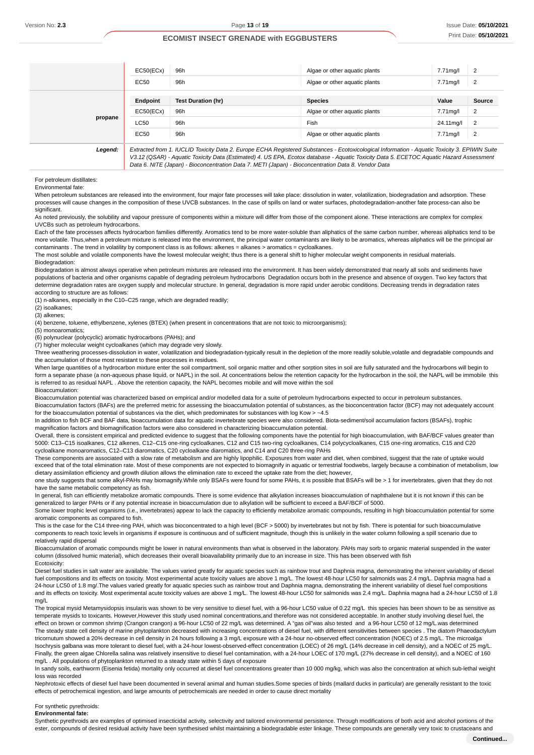| | EC50(ECx) | 96h | Algae or other aquatic plants | 7.71mg/l | 2 |
|---|---|---|---|---|---|
| | EC50 | 96h | Algae or other aquatic plants | 7.71mg/l | 2 |
| **propane** | **Endpoint** | **Test Duration (hr)** | **Species** | **Value** | **Source** |
| | EC50(ECx) | 96h | Algae or other aquatic plants | 7.71mg/l | 2 |
| | LC50 | 96h | Fish | 24.11mg/l | 2 |
| | EC50 | 96h | Algae or other aquatic plants | 7.71mg/l | 2 |
| ***Legend:*** | *Extracted from 1. IUCLID Toxicity Data 2. Europe ECHA Registered Substances - Ecotoxicological Information - Aquatic Toxicity 3. EPIWIN Suite V3.12 (QSAR) - Aquatic Toxicity Data (Estimated) 4. US EPA, Ecotox database - Aquatic Toxicity Data 5. ECETOC Aquatic Hazard Assessment Data 6. NITE (Japan) - Bioconcentration Data 7. METI (Japan) - Bioconcentration Data 8. Vendor Data* | | | | |

For petroleum distillates:

Environmental fate:

When petroleum substances are released into the environment, four major fate processes will take place: dissolution in water, volatilization, biodegradation and adsorption. These processes will cause changes in the composition of these UVCB substances. In the case of spills on land or water surfaces, photodegradation-another fate process-can also be significant.

As noted previously, the solubility and vapour pressure of components within a mixture will differ from those of the component alone. These interactions are complex for complex UVCBs such as petroleum hydrocarbons.

Each of the fate processes affects hydrocarbon families differently. Aromatics tend to be more water-soluble than aliphatics of the same carbon number, whereas aliphatics tend to be more volatile. Thus,when a petroleum mixture is released into the environment, the principal water contaminants are likely to be aromatics, whereas aliphatics will be the principal air contaminants . The trend in volatility by component class is as follows: alkenes = alkanes > aromatics = cycloalkanes.

The most soluble and volatile components have the lowest molecular weight; thus there is a general shift to higher molecular weight components in residual materials.

Biodegradation:

Biodegradation is almost always operative when petroleum mixtures are released into the environment. It has been widely demonstrated that nearly all soils and sediments have populations of bacteria and other organisms capable of degrading petroleum hydrocarbons Degradation occurs both in the presence and absence of oxygen. Two key factors that determine degradation rates are oxygen supply and molecular structure. In general, degradation is more rapid under aerobic conditions. Decreasing trends in degradation rates according to structure are as follows:

(1) n-alkanes, especially in the C10–C25 range, which are degraded readily;

(2) isoalkanes;

(3) alkenes;

(4) benzene, toluene, ethylbenzene, xylenes (BTEX) (when present in concentrations that are not toxic to microorganisms);

(5) monoaromatics;

(6) polynuclear (polycyclic) aromatic hydrocarbons (PAHs); and

(7) higher molecular weight cycloalkanes (which may degrade very slowly.

Three weathering processes-dissolution in water, volatilization and biodegradation-typically result in the depletion of the more readily soluble,volatile and degradable compounds and the accumulation of those most resistant to these processes in residues.

When large quantities of a hydrocarbon mixture enter the soil compartment, soil organic matter and other sorption sites in soil are fully saturated and the hydrocarbons will begin to form a separate phase (a non-aqueous phase liquid, or NAPL) in the soil. At concentrations below the retention capacity for the hydrocarbon in the soil, the NAPL will be immobile this is referred to as residual NAPL . Above the retention capacity, the NAPL becomes mobile and will move within the soil

Bioaccumulation:

Bioaccumulation potential was characterized based on empirical and/or modelled data for a suite of petroleum hydrocarbons expected to occur in petroleum substances.

Bioaccumulation factors (BAFs) are the preferred metric for assessing the bioaccumulation potential of substances, as the bioconcentration factor (BCF) may not adequately account for the bioaccumulation potential of substances via the diet, which predominates for substances with log Kow > ~4.5

In addition to fish BCF and BAF data, bioaccumulation data for aquatic invertebrate species were also considered. Biota-sediment/soil accumulation factors (BSAFs), trophic magnification factors and biomagnification factors were also considered in characterizing bioaccumulation potential.

Overall, there is consistent empirical and predicted evidence to suggest that the following components have the potential for high bioaccumulation, with BAF/BCF values greater than 5000: C13–C15 isoalkanes, C12 alkenes, C12–C15 one-ring cycloalkanes, C12 and C15 two-ring cycloalkanes, C14 polycycloalkanes, C15 one-ring aromatics, C15 and C20 cycloalkane monoaromatics, C12–C13 diaromatics, C20 cycloalkane diaromatics, and C14 and C20 three-ring PAHs

These components are associated with a slow rate of metabolism and are highly lipophilic. Exposures from water and diet, when combined, suggest that the rate of uptake would exceed that of the total elimination rate. Most of these components are not expected to biomagnify in aquatic or terrestrial foodwebs, largely because a combination of metabolism, low dietary assimilation efficiency and growth dilution allows the elimination rate to exceed the uptake rate from the diet; however,

one study suggests that some alkyl-PAHs may biomagnify.While only BSAFs were found for some PAHs, it is possible that BSAFs will be > 1 for invertebrates, given that they do not have the same metabolic competency as fish.

In general, fish can efficiently metabolize aromatic compounds. There is some evidence that alkylation increases bioaccumulation of naphthalene but it is not known if this can be generalized to larger PAHs or if any potential increase in bioaccumulation due to alkylation will be sufficient to exceed a BAF/BCF of 5000.

Some lower trophic level organisms (i.e., invertebrates) appear to lack the capacity to efficiently metabolize aromatic compounds, resulting in high bioaccumulation potential for some aromatic components as compared to fish.

This is the case for the C14 three-ring PAH, which was bioconcentrated to a high level (BCF > 5000) by invertebrates but not by fish. There is potential for such bioaccumulative components to reach toxic levels in organisms if exposure is continuous and of sufficient magnitude, though this is unlikely in the water column following a spill scenario due to relatively rapid dispersal

Bioaccumulation of aromatic compounds might be lower in natural environments than what is observed in the laboratory. PAHs may sorb to organic material suspended in the water column (dissolved humic material), which decreases their overall bioavailability primarily due to an increase in size. This has been observed with fish

Ecotoxicity:

Diesel fuel studies in salt water are available. The values varied greatly for aquatic species such as rainbow trout and Daphnia magna, demonstrating the inherent variability of diesel fuel compositions and its effects on toxicity. Most experimental acute toxicity values are above 1 mg/L. The lowest 48-hour LC50 for salmonids was 2.4 mg/L. Daphnia magna had a 24-hour LC50 of 1.8 mg/.The values varied greatly for aquatic species such as rainbow trout and Daphnia magna, demonstrating the inherent variability of diesel fuel compositions and its effects on toxicity. Most experimental acute toxicity values are above 1 mg/L. The lowest 48-hour LC50 for salmonids was 2.4 mg/L. Daphnia magna had a 24-hour LC50 of 1.8 mg/L

The tropical mysid Metamysidopsis insularis was shown to be very sensitive to diesel fuel, with a 96-hour LC50 value of 0.22 mg/L this species has been shown to be as sensitive as temperate mysids to toxicants. However,However this study used nominal concentrations,and therefore was not considered acceptable. In another study involving diesel fuel, the effect on brown or common shrimp (Crangon crangon) a 96-hour LC50 of 22 mg/L was determined. A "gas oil"was also tested and a 96-hour LC50 of 12 mg/L.was determined

The steady state cell density of marine phytoplankton decreased with increasing concentrations of diesel fuel, with different sensitivities between species . The diatom Phaeodactylum tricornutum showed a 20% decrease in cell density in 24 hours following a 3 mg/L exposure with a 24-hour no-observed effect concentration (NOEC) of 2.5 mg/L. The microalga Isochrysis galbana was more tolerant to diesel fuel, with a 24-hour lowest-observed-effect concentration (LOEC) of 26 mg/L (14% decrease in cell density), and a NOEC of 25 mg/L. Finally, the green algae Chlorella salina was relatively insensitive to diesel fuel contamination, with a 24-hour LOEC of 170 mg/L (27% decrease in cell density), and a NOEC of 160 mg/L . All populations of phytoplankton returned to a steady state within 5 days of exposure

In sandy soils, earthworm (Eisenia fetida) mortality only occurred at diesel fuel concentrations greater than 10 000 mg/kg, which was also the concentration at which sub-lethal weight loss was recorded

Nephrotoxic effects of diesel fuel have been documented in several animal and human studies.Some species of birds (mallard ducks in particular) are generally resistant to the toxic effects of petrochemical ingestion, and large amounts of petrochemicals are needed in order to cause direct mortality

For synthetic pyrethroids:

**Environmental fate:**

Synthetic pyrethroids are examples of optimised insecticidal activity, selectivity and tailored environmental persistence. Through modifications of both acid and alcohol portions of the ester, compounds of desired residual activity have been synthesised whilst maintaining a biodegradable ester linkage. These compounds are generally very toxic to crustaceans and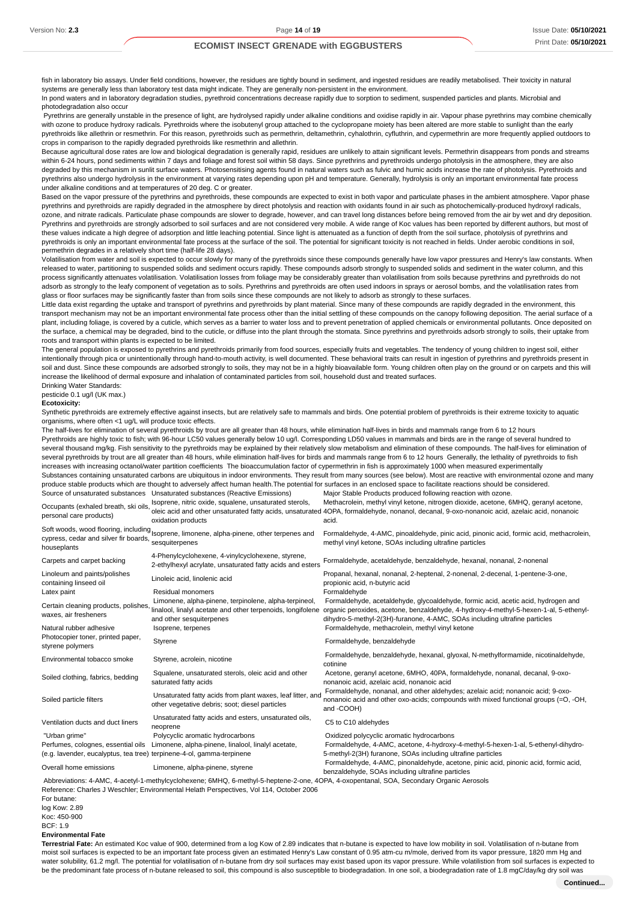fish in laboratory bio assays. Under field conditions, however, the residues are tightly bound in sediment, and ingested residues are readily metabolised. Their toxicity in natural systems are generally less than laboratory test data might indicate. They are generally non-persistent in the environment.

In pond waters and in laboratory degradation studies, pyrethroid concentrations decrease rapidly due to sorption to sediment, suspended particles and plants. Microbial and photodegradation also occur

Pyrethrins are generally unstable in the presence of light, are hydrolysed rapidly under alkaline conditions and oxidise rapidly in air. Vapour phase pyrethrins may combine chemically with ozone to produce hydroxy radicals. Pyrethroids where the isobutenyl group attached to the cyclopropane moiety has been altered are more stable to sunlight than the early pyrethroids like allethrin or resmethrin. For this reason, pyrethroids such as permethrin, deltamethrin, cyhalothrin, cyfluthrin, and cypermethrin are more frequently applied outdoors to crops in comparison to the rapidly degraded pyrethroids like resmethrin and allethrin.

Because agricultural dose rates are low and biological degradation is generally rapid, residues are unlikely to attain significant levels. Permethrin disappears from ponds and streams within 6-24 hours, pond sediments within 7 days and foliage and forest soil within 58 days. Since pyrethrins and pyrethroids undergo photolysis in the atmosphere, they are also degraded by this mechanism in sunlit surface waters. Photosensitising agents found in natural waters such as fulvic and humic acids increase the rate of photolysis. Pyrethroids and pyrethrins also undergo hydrolysis in the environment at varying rates depending upon pH and temperature. Generally, hydrolysis is only an important environmental fate process under alkaline conditions and at temperatures of 20 deg. C or greater.

Based on the vapor pressure of the pyrethrins and pyrethroids, these compounds are expected to exist in both vapor and particulate phases in the ambient atmosphere. Vapor phase pyrethrins and pyrethroids are rapidly degraded in the atmosphere by direct photolysis and reaction with oxidants found in air such as photochemically-produced hydroxyl radicals, ozone, and nitrate radicals. Particulate phase compounds are slower to degrade, however, and can travel long distances before being removed from the air by wet and dry deposition. Pyrethrins and pyrethroids are strongly adsorbed to soil surfaces and are not considered very mobile. A wide range of Koc values has been reported by different authors, but most of these values indicate a high degree of adsorption and little leaching potential. Since light is attenuated as a function of depth from the soil surface, photolysis of pyrethrins and pyrethroids is only an important environmental fate process at the surface of the soil. The potential for significant toxicity is not reached in fields. Under aerobic conditions in soil, permethrin degrades in a relatively short time (half-life 28 days).

Volatilisation from water and soil is expected to occur slowly for many of the pyrethroids since these compounds generally have low vapor pressures and Henry's law constants. When released to water, partitioning to suspended solids and sediment occurs rapidly. These compounds adsorb strongly to suspended solids and sediment in the water column, and this process significantly attenuates volatilisation. Volatilisation losses from foliage may be considerably greater than volatilisation from soils because pyrethrins and pyrethroids do not adsorb as strongly to the leafy component of vegetation as to soils. Pyrethrins and pyrethroids are often used indoors in sprays or aerosol bombs, and the volatilisation rates from glass or floor surfaces may be significantly faster than from soils since these compounds are not likely to adsorb as strongly to these surfaces.

Little data exist regarding the uptake and transport of pyrethrins and pyrethroids by plant material. Since many of these compounds are rapidly degraded in the environment, this transport mechanism may not be an important environmental fate process other than the initial settling of these compounds on the canopy following deposition. The aerial surface of a plant, including foliage, is covered by a cuticle, which serves as a barrier to water loss and to prevent penetration of applied chemicals or environmental pollutants. Once deposited on the surface, a chemical may be degraded, bind to the cuticle, or diffuse into the plant through the stomata. Since pyrethrins and pyrethroids adsorb strongly to soils, their uptake from roots and transport within plants is expected to be limited.

The general population is exposed to pyrethrins and pyrethroids primarily from food sources, especially fruits and vegetables. The tendency of young children to ingest soil, either intentionally through pica or unintentionally through hand-to-mouth activity, is well documented. These behavioral traits can result in ingestion of pyrethrins and pyrethroids present in soil and dust. Since these compounds are adsorbed strongly to soils, they may not be in a highly bioavailable form. Young children often play on the ground or on carpets and this will increase the likelihood of dermal exposure and inhalation of contaminated particles from soil, household dust and treated surfaces.

Drinking Water Standards:
pesticide 0.1 ug/l (UK max.)

**Ecotoxicity:**

Synthetic pyrethroids are extremely effective against insects, but are relatively safe to mammals and birds. One potential problem of pyrethroids is their extreme toxicity to aquatic organisms, where often <1 ug/L will produce toxic effects.

The half-lives for elimination of several pyrethroids by trout are all greater than 48 hours, while elimination half-lives in birds and mammals range from 6 to 12 hours

Pyrethroids are highly toxic to fish; with 96-hour LC50 values generally below 10 ug/l. Corresponding LD50 values in mammals and birds are in the range of several hundred to several thousand mg/kg. Fish sensitivity to the pyrethroids may be explained by their relatively slow metabolism and elimination of these compounds. The half-lives for elimination of several pyrethroids by trout are all greater than 48 hours, while elimination half-lives for birds and mammals range from 6 to 12 hours Generally, the lethality of pyrethroids to fish increases with increasing octanol/water partition coefficients The bioaccumulation factor of cypermethrin in fish is approximately 1000 when measured experimentally

Substances containing unsaturated carbons are ubiquitous in indoor environments. They result from many sources (see below). Most are reactive with environmental ozone and many produce stable products which are thought to adversely affect human health.The potential for surfaces in an enclosed space to facilitate reactions should be considered.

| Source of unsaturated substances | Unsaturated substances (Reactive Emissions) | Major Stable Products produced following reaction with ozone. |
|---|---|---|
| Occupants (exhaled breath, ski oils, personal care products) | Isoprene, nitric oxide, squalene, unsaturated sterols, oleic acid and other unsaturated fatty acids, unsaturated oxidation products | Methacrolein, methyl vinyl ketone, nitrogen dioxide, acetone, 6MHQ, geranyl acetone, 4OPA, formaldehyde, nonanol, decanal, 9-oxo-nonanoic acid, azelaic acid, nonanoic acid. |
| Soft woods, wood flooring, including cypress, cedar and silver fir boards, houseplants | Isoprene, limonene, alpha-pinene, other terpenes and sesquiterpenes | Formaldehyde, 4-AMC, pinoaldehyde, pinic acid, pinonic acid, formic acid, methacrolein, methyl vinyl ketone, SOAs including ultrafine particles |
| Carpets and carpet backing | 4-Phenylcyclohexene, 4-vinylcyclohexene, styrene, 2-ethylhexyl acrylate, unsaturated fatty acids and esters | Formaldehyde, acetaldehyde, benzaldehyde, hexanal, nonanal, 2-nonenal |
| Linoleum and paints/polishes containing linseed oil | Linoleic acid, linolenic acid | Propanal, hexanal, nonanal, 2-heptenal, 2-nonenal, 2-decenal, 1-pentene-3-one, propionic acid, n-butyric acid |
| Latex paint | Residual monomers | Formaldehyde |
| Certain cleaning products, polishes, waxes, air fresheners | Limonene, alpha-pinene, terpinolene, alpha-terpineol, linalool, linalyl acetate and other terpenoids, longifolene and other sesquiterpenes | Formaldehyde, acetaldehyde, glycoaldehyde, formic acid, acetic acid, hydrogen and organic peroxides, acetone, benzaldehyde, 4-hydroxy-4-methyl-5-hexen-1-al, 5-ethenyl-dihydro-5-methyl-2(3H)-furanone, 4-AMC, SOAs including ultrafine particles |
| Natural rubber adhesive | Isoprene, terpenes | Formaldehyde, methacrolein, methyl vinyl ketone |
| Photocopier toner, printed paper, styrene polymers | Styrene | Formaldehyde, benzaldehyde |
| Environmental tobacco smoke | Styrene, acrolein, nicotine | Formaldehyde, benzaldehyde, hexanal, glyoxal, N-methylformamide, nicotinaldehyde, cotinine |
| Soiled clothing, fabrics, bedding | Squalene, unsaturated sterols, oleic acid and other saturated fatty acids | Acetone, geranyl acetone, 6MHO, 40PA, formaldehyde, nonanal, decanal, 9-oxo-nonanoic acid, azelaic acid, nonanoic acid |
| Soiled particle filters | Unsaturated fatty acids from plant waxes, leaf litter, and other vegetative debris; soot; diesel particles | Formaldehyde, nonanal, and other aldehydes; azelaic acid; nonanoic acid; 9-oxo-nonanoic acid and other oxo-acids; compounds with mixed functional groups (=O, -OH, and -COOH) |
| Ventilation ducts and duct liners | Unsaturated fatty acids and esters, unsaturated oils, neoprene | C5 to C10 aldehydes |
| "Urban grime" | Polycyclic aromatic hydrocarbons | Oxidized polycyclic aromatic hydrocarbons |
| Perfumes, colognes, essential oils (e.g. lavender, eucalyptus, tea tree) | Limonene, alpha-pinene, linalool, linalyl acetate, terpinene-4-ol, gamma-terpinene | Formaldehyde, 4-AMC, acetone, 4-hydroxy-4-methyl-5-hexen-1-al, 5-ethenyl-dihydro-5-methyl-2(3H) furanone, SOAs including ultrafine particles |
| Overall home emissions | Limonene, alpha-pinene, styrene | Formaldehyde, 4-AMC, pinonaldehyde, acetone, pinic acid, pinonic acid, formic acid, benzaldehyde, SOAs including ultrafine particles |

Abbreviations: 4-AMC, 4-acetyl-1-methylcyclohexene; 6MHQ, 6-methyl-5-heptene-2-one, 4OPA, 4-oxopentanal, SOA, Secondary Organic Aerosols
Reference: Charles J Weschler; Environmental Helath Perspectives, Vol 114, October 2006

For butane:
log Kow: 2.89
Koc: 450-900
BCF: 1.9

**Environmental Fate**

**Terrestrial Fate:** An estimated Koc value of 900, determined from a log Kow of 2.89 indicates that n-butane is expected to have low mobility in soil. Volatilisation of n-butane from moist soil surfaces is expected to be an important fate process given an estimated Henry's Law constant of 0.95 atm-cu m/mole, derived from its vapor pressure, 1820 mm Hg and water solubility, 61.2 mg/l. The potential for volatilisation of n-butane from dry soil surfaces may exist based upon its vapor pressure. While volatilisation from soil surfaces is expected to be the predominant fate process of n-butane released to soil, this compound is also susceptible to biodegradation. In one soil, a biodegradation rate of 1.8 mgC/day/kg dry soil was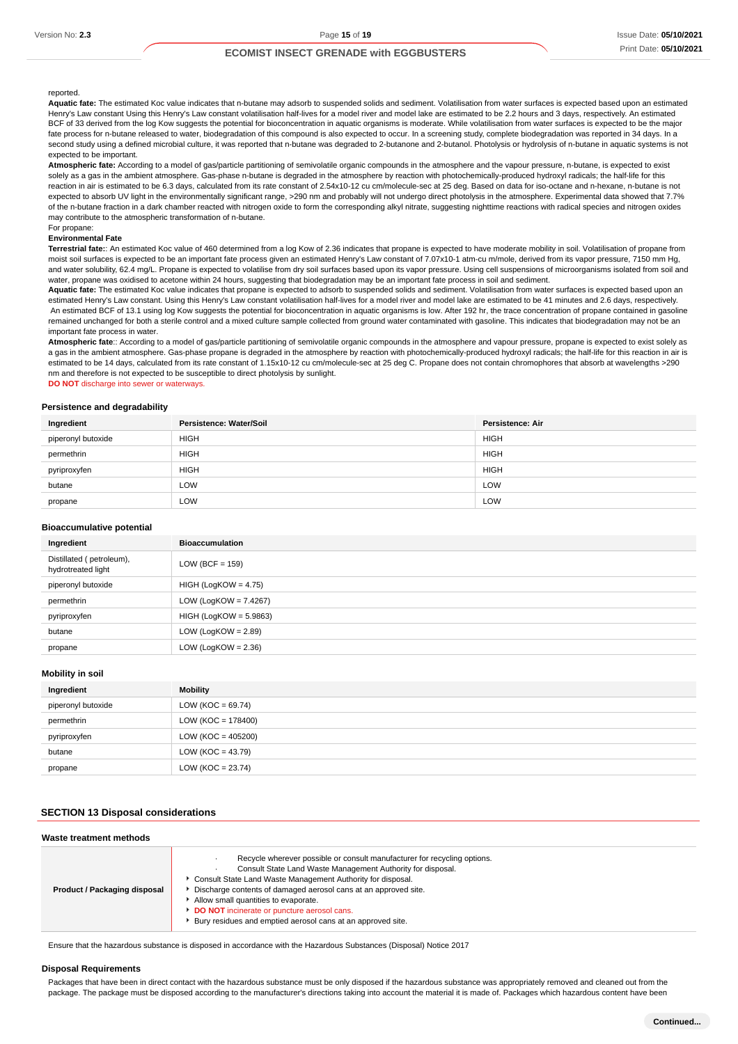reported.

**Aquatic fate:** The estimated Koc value indicates that n-butane may adsorb to suspended solids and sediment. Volatilisation from water surfaces is expected based upon an estimated Henry's Law constant Using this Henry's Law constant volatilisation half-lives for a model river and model lake are estimated to be 2.2 hours and 3 days, respectively. An estimated BCF of 33 derived from the log Kow suggests the potential for bioconcentration in aquatic organisms is moderate. While volatilisation from water surfaces is expected to be the major fate process for n-butane released to water, biodegradation of this compound is also expected to occur. In a screening study, complete biodegradation was reported in 34 days. In a second study using a defined microbial culture, it was reported that n-butane was degraded to 2-butanone and 2-butanol. Photolysis or hydrolysis of n-butane in aquatic systems is not expected to be important.

**Atmospheric fate:** According to a model of gas/particle partitioning of semivolatile organic compounds in the atmosphere and the vapour pressure, n-butane, is expected to exist solely as a gas in the ambient atmosphere. Gas-phase n-butane is degraded in the atmosphere by reaction with photochemically-produced hydroxyl radicals; the half-life for this reaction in air is estimated to be 6.3 days, calculated from its rate constant of 2.54x10-12 cu cm/molecule-sec at 25 deg. Based on data for iso-octane and n-hexane, n-butane is not expected to absorb UV light in the environmentally significant range, >290 nm and probably will not undergo direct photolysis in the atmosphere. Experimental data showed that 7.7% of the n-butane fraction in a dark chamber reacted with nitrogen oxide to form the corresponding alkyl nitrate, suggesting nighttime reactions with radical species and nitrogen oxides may contribute to the atmospheric transformation of n-butane.

For propane:

**Environmental Fate**

**Terrestrial fate:**: An estimated Koc value of 460 determined from a log Kow of 2.36 indicates that propane is expected to have moderate mobility in soil. Volatilisation of propane from moist soil surfaces is expected to be an important fate process given an estimated Henry's Law constant of 7.07x10-1 atm-cu m/mole, derived from its vapor pressure, 7150 mm Hg, and water solubility, 62.4 mg/L. Propane is expected to volatilise from dry soil surfaces based upon its vapor pressure. Using cell suspensions of microorganisms isolated from soil and water, propane was oxidised to acetone within 24 hours, suggesting that biodegradation may be an important fate process in soil and sediment.

**Aquatic fate:** The estimated Koc value indicates that propane is expected to adsorb to suspended solids and sediment. Volatilisation from water surfaces is expected based upon an estimated Henry's Law constant. Using this Henry's Law constant volatilisation half-lives for a model river and model lake are estimated to be 41 minutes and 2.6 days, respectively. An estimated BCF of 13.1 using log Kow suggests the potential for bioconcentration in aquatic organisms is low. After 192 hr, the trace concentration of propane contained in gasoline remained unchanged for both a sterile control and a mixed culture sample collected from ground water contaminated with gasoline. This indicates that biodegradation may not be an important fate process in water.

**Atmospheric fate**:: According to a model of gas/particle partitioning of semivolatile organic compounds in the atmosphere and vapour pressure, propane is expected to exist solely as a gas in the ambient atmosphere. Gas-phase propane is degraded in the atmosphere by reaction with photochemically-produced hydroxyl radicals; the half-life for this reaction in air is estimated to be 14 days, calculated from its rate constant of 1.15x10-12 cu cm/molecule-sec at 25 deg C. Propane does not contain chromophores that absorb at wavelengths >290 nm and therefore is not expected to be susceptible to direct photolysis by sunlight.

**DO NOT** discharge into sewer or waterways.

### Persistence and degradability

| Ingredient | Persistence: Water/Soil | Persistence: Air |
|---|---|---|
| piperonyl butoxide | HIGH | HIGH |
| permethrin | HIGH | HIGH |
| pyriproxyfen | HIGH | HIGH |
| butane | LOW | LOW |
| propane | LOW | LOW |

### Bioaccumulative potential

| Ingredient | Bioaccumulation |
|---|---|
| Distillated ( petroleum), hydrotreated light | LOW (BCF = 159) |
| piperonyl butoxide | HIGH (LogKOW = 4.75) |
| permethrin | LOW (LogKOW = 7.4267) |
| pyriproxyfen | HIGH (LogKOW = 5.9863) |
| butane | LOW (LogKOW = 2.89) |
| propane | LOW (LogKOW = 2.36) |

### Mobility in soil

| Ingredient | Mobility |
|---|---|
| piperonyl butoxide | LOW (KOC = 69.74) |
| permethrin | LOW (KOC = 178400) |
| pyriproxyfen | LOW (KOC = 405200) |
| butane | LOW (KOC = 43.79) |
| propane | LOW (KOC = 23.74) |

## SECTION 13 Disposal considerations

### Waste treatment methods

| | |
|---|---|
| **Product / Packaging disposal** | · Recycle wherever possible or consult manufacturer for recycling options.<br>· Consult State Land Waste Management Authority for disposal.<br>▸ Consult State Land Waste Management Authority for disposal.<br>▸ Discharge contents of damaged aerosol cans at an approved site.<br>▸ Allow small quantities to evaporate.<br>▸ **DO NOT** incinerate or puncture aerosol cans.<br>▸ Bury residues and emptied aerosol cans at an approved site. |

Ensure that the hazardous substance is disposed in accordance with the Hazardous Substances (Disposal) Notice 2017

### Disposal Requirements

Packages that have been in direct contact with the hazardous substance must be only disposed if the hazardous substance was appropriately removed and cleaned out from the package. The package must be disposed according to the manufacturer's directions taking into account the material it is made of. Packages which hazardous content have been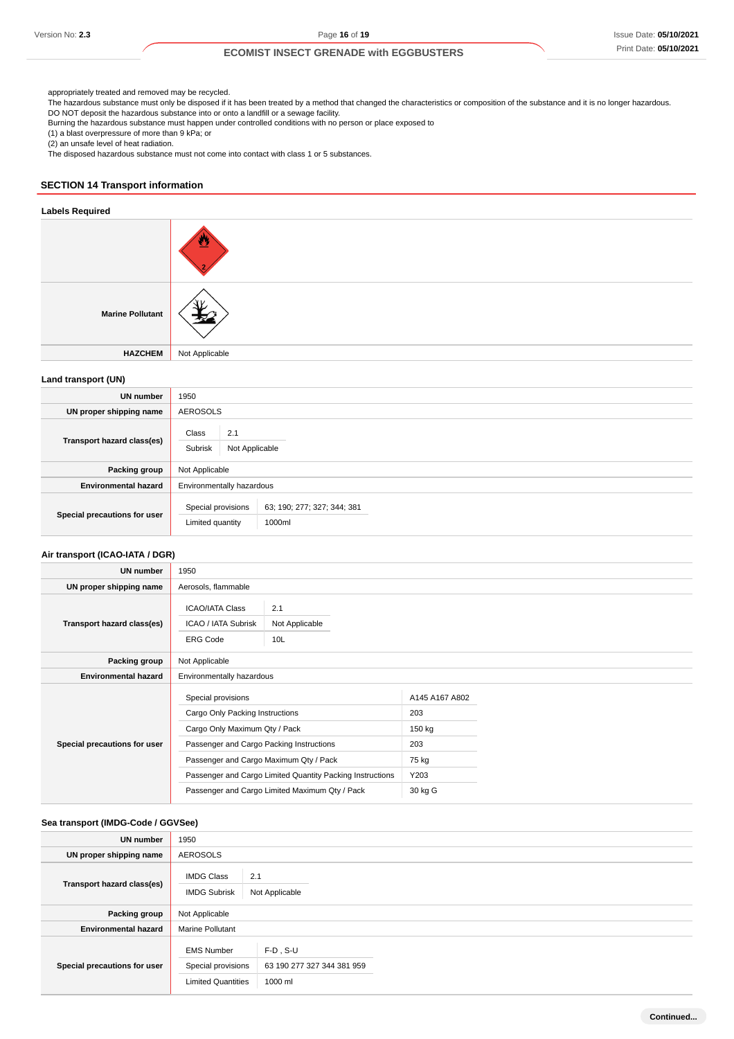appropriately treated and removed may be recycled.
The hazardous substance must only be disposed if it has been treated by a method that changed the characteristics or composition of the substance and it is no longer hazardous.
DO NOT deposit the hazardous substance into or onto a landfill or a sewage facility.
Burning the hazardous substance must happen under controlled conditions with no person or place exposed to
(1) a blast overpressure of more than 9 kPa; or
(2) an unsafe level of heat radiation.
The disposed hazardous substance must not come into contact with class 1 or 5 substances.

## SECTION 14 Transport information

### Labels Required

| | |
|---|---|
| | |
| **Marine Pollutant** | |
| **HAZCHEM** | Not Applicable |

### Land transport (UN)

| | |
|---|---|
| **UN number** | 1950 |
| **UN proper shipping name** | AEROSOLS |
| **Transport hazard class(es)** | Class: 2.1<br>Subrisk: Not Applicable |
| **Packing group** | Not Applicable |
| **Environmental hazard** | Environmentally hazardous |
| **Special precautions for user** | Special provisions: 63; 190; 277; 327; 344; 381<br>Limited quantity: 1000ml |

### Air transport (ICAO-IATA / DGR)

| | |
|---|---|
| **UN number** | 1950 |
| **UN proper shipping name** | Aerosols, flammable |
| **Transport hazard class(es)** | ICAO/IATA Class: 2.1<br>ICAO / IATA Subrisk: Not Applicable<br>ERG Code: 10L |
| **Packing group** | Not Applicable |
| **Environmental hazard** | Environmentally hazardous |
| **Special precautions for user** | Special provisions: A145 A167 A802<br>Cargo Only Packing Instructions: 203<br>Cargo Only Maximum Qty / Pack: 150 kg<br>Passenger and Cargo Packing Instructions: 203<br>Passenger and Cargo Maximum Qty / Pack: 75 kg<br>Passenger and Cargo Limited Quantity Packing Instructions: Y203<br>Passenger and Cargo Limited Maximum Qty / Pack: 30 kg G |

### Sea transport (IMDG-Code / GGVSee)

| | |
|---|---|
| **UN number** | 1950 |
| **UN proper shipping name** | AEROSOLS |
| **Transport hazard class(es)** | IMDG Class: 2.1<br>IMDG Subrisk: Not Applicable |
| **Packing group** | Not Applicable |
| **Environmental hazard** | Marine Pollutant |
| **Special precautions for user** | EMS Number: F-D , S-U<br>Special provisions: 63 190 277 327 344 381 959<br>Limited Quantities: 1000 ml |

**Continued...**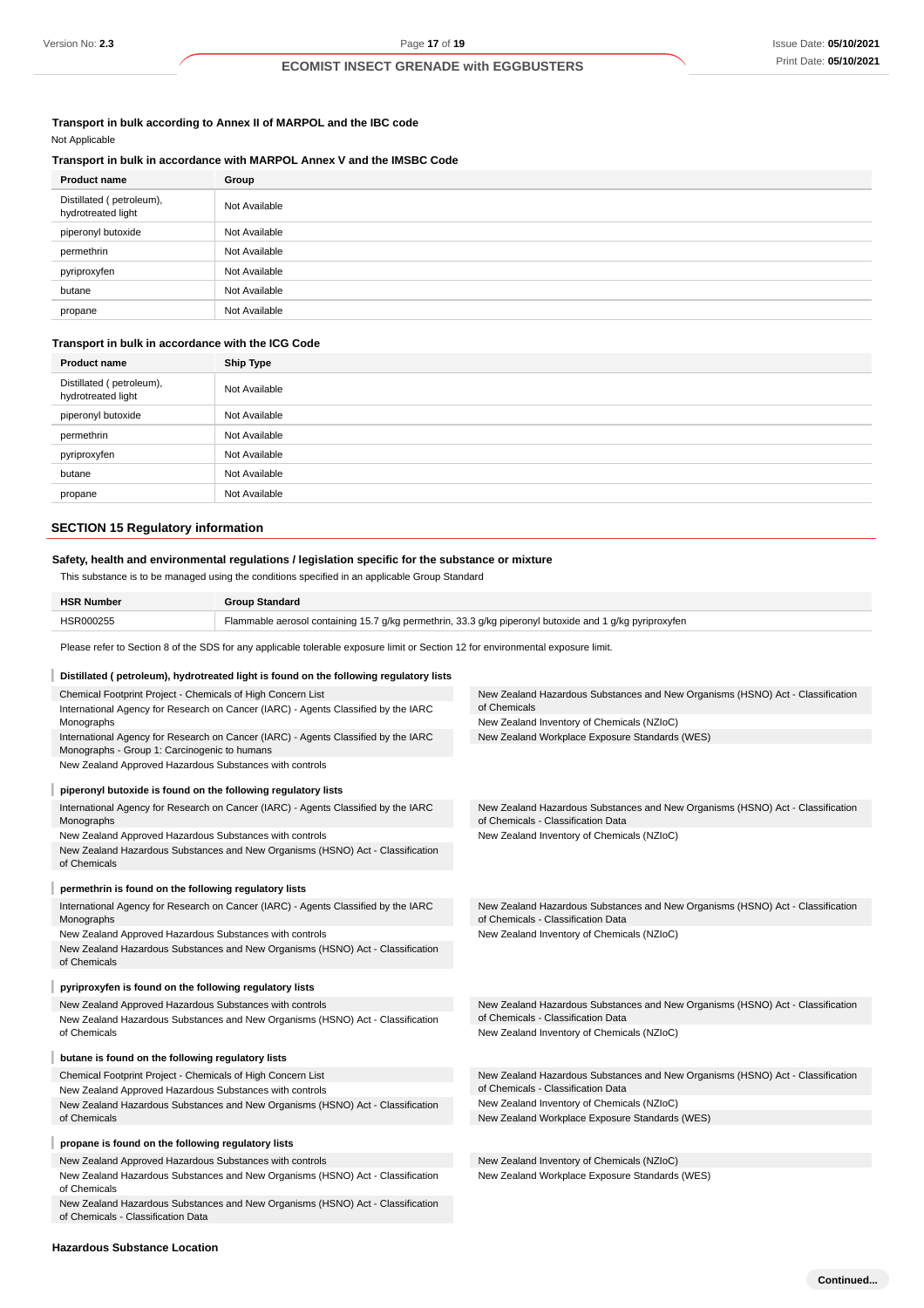### Transport in bulk according to Annex II of MARPOL and the IBC code

Not Applicable

### Transport in bulk in accordance with MARPOL Annex V and the IMSBC Code

| Product name | Group |
| --- | --- |
| Distillated ( petroleum), hydrotreated light | Not Available |
| piperonyl butoxide | Not Available |
| permethrin | Not Available |
| pyriproxyfen | Not Available |
| butane | Not Available |
| propane | Not Available |

### Transport in bulk in accordance with the ICG Code

| Product name | Ship Type |
| --- | --- |
| Distillated ( petroleum), hydrotreated light | Not Available |
| piperonyl butoxide | Not Available |
| permethrin | Not Available |
| pyriproxyfen | Not Available |
| butane | Not Available |
| propane | Not Available |

## SECTION 15 Regulatory information

### Safety, health and environmental regulations / legislation specific for the substance or mixture

This substance is to be managed using the conditions specified in an applicable Group Standard

| HSR Number | Group Standard |
| --- | --- |
| HSR000255 | Flammable aerosol containing 15.7 g/kg permethrin, 33.3 g/kg piperonyl butoxide and 1 g/kg pyriproxyfen |

Please refer to Section 8 of the SDS for any applicable tolerable exposure limit or Section 12 for environmental exposure limit.

#### Distillated ( petroleum), hydrotreated light is found on the following regulatory lists

- Chemical Footprint Project - Chemicals of High Concern List
- International Agency for Research on Cancer (IARC) - Agents Classified by the IARC Monographs
- International Agency for Research on Cancer (IARC) - Agents Classified by the IARC Monographs - Group 1: Carcinogenic to humans
- New Zealand Approved Hazardous Substances with controls
- New Zealand Hazardous Substances and New Organisms (HSNO) Act - Classification of Chemicals
- New Zealand Inventory of Chemicals (NZIoC)
- New Zealand Workplace Exposure Standards (WES)

#### piperonyl butoxide is found on the following regulatory lists

- International Agency for Research on Cancer (IARC) - Agents Classified by the IARC Monographs
- New Zealand Approved Hazardous Substances with controls
- New Zealand Hazardous Substances and New Organisms (HSNO) Act - Classification of Chemicals
- New Zealand Hazardous Substances and New Organisms (HSNO) Act - Classification of Chemicals - Classification Data
- New Zealand Inventory of Chemicals (NZIoC)

#### permethrin is found on the following regulatory lists

- International Agency for Research on Cancer (IARC) - Agents Classified by the IARC Monographs
- New Zealand Approved Hazardous Substances with controls
- New Zealand Hazardous Substances and New Organisms (HSNO) Act - Classification of Chemicals
- New Zealand Hazardous Substances and New Organisms (HSNO) Act - Classification of Chemicals - Classification Data
- New Zealand Inventory of Chemicals (NZIoC)

#### pyriproxyfen is found on the following regulatory lists

- New Zealand Approved Hazardous Substances with controls
- New Zealand Hazardous Substances and New Organisms (HSNO) Act - Classification of Chemicals
- New Zealand Hazardous Substances and New Organisms (HSNO) Act - Classification of Chemicals - Classification Data
- New Zealand Inventory of Chemicals (NZIoC)

#### butane is found on the following regulatory lists

- Chemical Footprint Project - Chemicals of High Concern List
- New Zealand Approved Hazardous Substances with controls
- New Zealand Hazardous Substances and New Organisms (HSNO) Act - Classification of Chemicals
- New Zealand Hazardous Substances and New Organisms (HSNO) Act - Classification of Chemicals - Classification Data
- New Zealand Inventory of Chemicals (NZIoC)
- New Zealand Workplace Exposure Standards (WES)

#### propane is found on the following regulatory lists

- New Zealand Approved Hazardous Substances with controls
- New Zealand Hazardous Substances and New Organisms (HSNO) Act - Classification of Chemicals
- New Zealand Hazardous Substances and New Organisms (HSNO) Act - Classification of Chemicals - Classification Data
- New Zealand Inventory of Chemicals (NZIoC)
- New Zealand Workplace Exposure Standards (WES)

### Hazardous Substance Location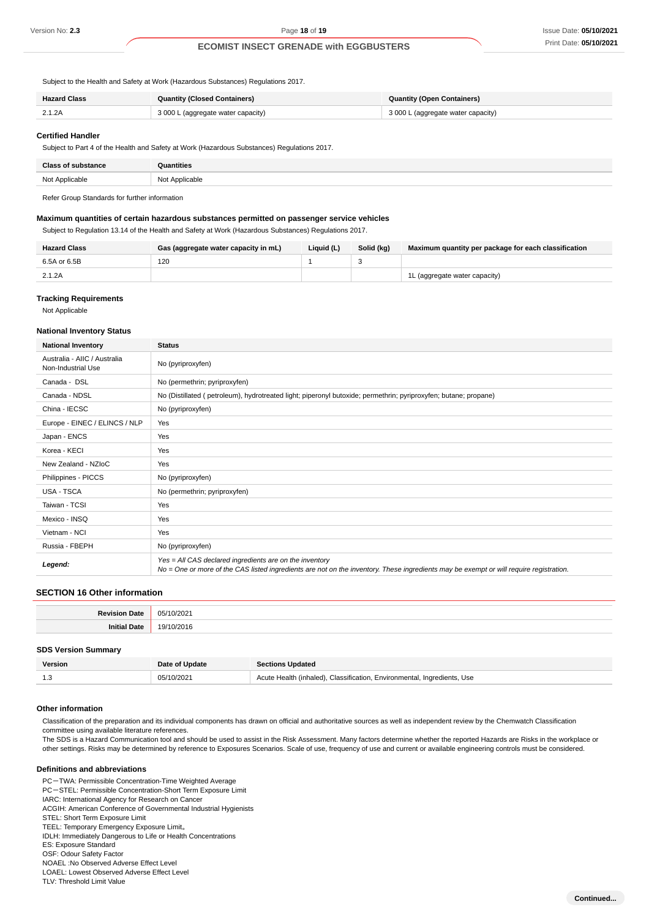Subject to the Health and Safety at Work (Hazardous Substances) Regulations 2017.

| Hazard Class | Quantity (Closed Containers) | Quantity (Open Containers) |
| --- | --- | --- |
| 2.1.2A | 3 000 L (aggregate water capacity) | 3 000 L (aggregate water capacity) |

### Certified Handler

Subject to Part 4 of the Health and Safety at Work (Hazardous Substances) Regulations 2017.

| Class of substance | Quantities |
| --- | --- |
| Not Applicable | Not Applicable |

Refer Group Standards for further information

### Maximum quantities of certain hazardous substances permitted on passenger service vehicles

Subject to Regulation 13.14 of the Health and Safety at Work (Hazardous Substances) Regulations 2017.

| Hazard Class | Gas (aggregate water capacity in mL) | Liquid (L) | Solid (kg) | Maximum quantity per package for each classification |
| --- | --- | --- | --- | --- |
| 6.5A or 6.5B | 120 | 1 | 3 | |
| 2.1.2A | | | | 1L (aggregate water capacity) |

### Tracking Requirements

Not Applicable

### National Inventory Status

| National Inventory | Status |
| --- | --- |
| Australia - AIIC / Australia Non-Industrial Use | No (pyriproxyfen) |
| Canada - DSL | No (permethrin; pyriproxyfen) |
| Canada - NDSL | No (Distillated ( petroleum), hydrotreated light; piperonyl butoxide; permethrin; pyriproxyfen; butane; propane) |
| China - IECSC | No (pyriproxyfen) |
| Europe - EINEC / ELINCS / NLP | Yes |
| Japan - ENCS | Yes |
| Korea - KECI | Yes |
| New Zealand - NZIoC | Yes |
| Philippines - PICCS | No (pyriproxyfen) |
| USA - TSCA | No (permethrin; pyriproxyfen) |
| Taiwan - TCSI | Yes |
| Mexico - INSQ | Yes |
| Vietnam - NCI | Yes |
| Russia - FBEPH | No (pyriproxyfen) |
| ***Legend:*** | *Yes = All CAS declared ingredients are on the inventory*<br>*No = One or more of the CAS listed ingredients are not on the inventory. These ingredients may be exempt or will require registration.* |

## SECTION 16 Other information

| | |
| --- | --- |
| **Revision Date** | 05/10/2021 |
| **Initial Date** | 19/10/2016 |

### SDS Version Summary

| Version | Date of Update | Sections Updated |
| --- | --- | --- |
| 1.3 | 05/10/2021 | Acute Health (inhaled), Classification, Environmental, Ingredients, Use |

### Other information

Classification of the preparation and its individual components has drawn on official and authoritative sources as well as independent review by the Chemwatch Classification committee using available literature references.

The SDS is a Hazard Communication tool and should be used to assist in the Risk Assessment. Many factors determine whether the reported Hazards are Risks in the workplace or other settings. Risks may be determined by reference to Exposures Scenarios. Scale of use, frequency of use and current or available engineering controls must be considered.

### Definitions and abbreviations

PC－TWA: Permissible Concentration-Time Weighted Average
PC－STEL: Permissible Concentration-Short Term Exposure Limit
IARC: International Agency for Research on Cancer
ACGIH: American Conference of Governmental Industrial Hygienists
STEL: Short Term Exposure Limit
TEEL: Temporary Emergency Exposure Limit。
IDLH: Immediately Dangerous to Life or Health Concentrations
ES: Exposure Standard
OSF: Odour Safety Factor
NOAEL :No Observed Adverse Effect Level
LOAEL: Lowest Observed Adverse Effect Level
TLV: Threshold Limit Value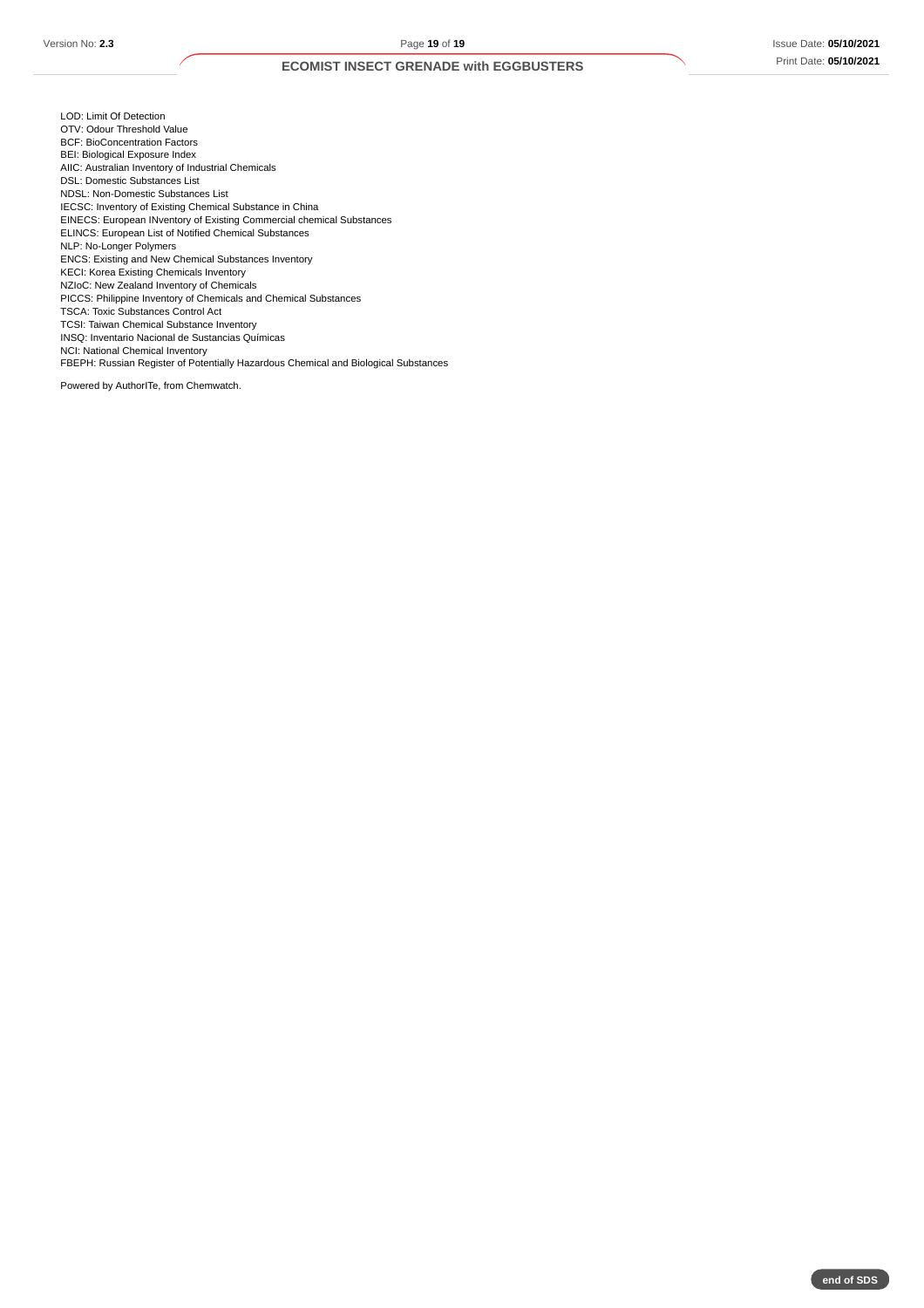LOD: Limit Of Detection
OTV: Odour Threshold Value
BCF: BioConcentration Factors
BEI: Biological Exposure Index
AIIC: Australian Inventory of Industrial Chemicals
DSL: Domestic Substances List
NDSL: Non-Domestic Substances List
IECSC: Inventory of Existing Chemical Substance in China
EINECS: European INventory of Existing Commercial chemical Substances
ELINCS: European List of Notified Chemical Substances
NLP: No-Longer Polymers
ENCS: Existing and New Chemical Substances Inventory
KECI: Korea Existing Chemicals Inventory
NZIoC: New Zealand Inventory of Chemicals
PICCS: Philippine Inventory of Chemicals and Chemical Substances
TSCA: Toxic Substances Control Act
TCSI: Taiwan Chemical Substance Inventory
INSQ: Inventario Nacional de Sustancias Químicas
NCI: National Chemical Inventory
FBEPH: Russian Register of Potentially Hazardous Chemical and Biological Substances

Powered by AuthorITe, from Chemwatch.

end of SDS